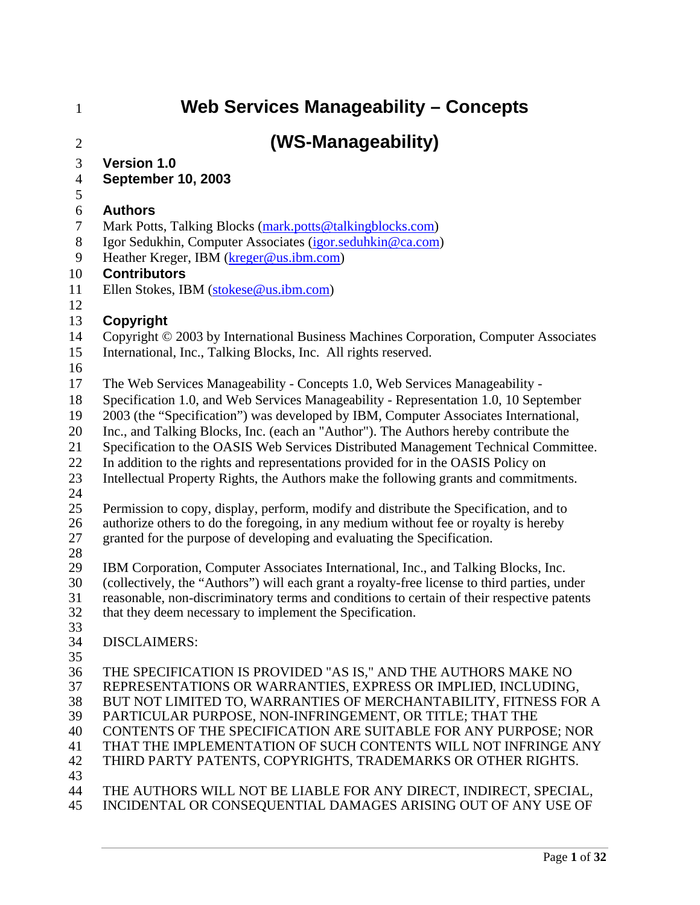# Web Services Manageability – Concepts

# (WS-Manageability)

**Version 1.0**
**September 10, 2003**

**Authors**

Mark Potts, Talking Blocks (mark.potts@talkingblocks.com)
Igor Sedukhin, Computer Associates (igor.seduhkin@ca.com)
Heather Kreger, IBM (kreger@us.ibm.com)

**Contributors**

Ellen Stokes, IBM (stokese@us.ibm.com)

**Copyright**

Copyright © 2003 by International Business Machines Corporation, Computer Associates International, Inc., Talking Blocks, Inc. All rights reserved.

The Web Services Manageability - Concepts 1.0, Web Services Manageability - Specification 1.0, and Web Services Manageability - Representation 1.0, 10 September 2003 (the "Specification") was developed by IBM, Computer Associates International, Inc., and Talking Blocks, Inc. (each an "Author"). The Authors hereby contribute the Specification to the OASIS Web Services Distributed Management Technical Committee. In addition to the rights and representations provided for in the OASIS Policy on Intellectual Property Rights, the Authors make the following grants and commitments.

Permission to copy, display, perform, modify and distribute the Specification, and to authorize others to do the foregoing, in any medium without fee or royalty is hereby granted for the purpose of developing and evaluating the Specification.

IBM Corporation, Computer Associates International, Inc., and Talking Blocks, Inc. (collectively, the "Authors") will each grant a royalty-free license to third parties, under reasonable, non-discriminatory terms and conditions to certain of their respective patents that they deem necessary to implement the Specification.

DISCLAIMERS:

THE SPECIFICATION IS PROVIDED "AS IS," AND THE AUTHORS MAKE NO REPRESENTATIONS OR WARRANTIES, EXPRESS OR IMPLIED, INCLUDING, BUT NOT LIMITED TO, WARRANTIES OF MERCHANTABILITY, FITNESS FOR A PARTICULAR PURPOSE, NON-INFRINGEMENT, OR TITLE; THAT THE CONTENTS OF THE SPECIFICATION ARE SUITABLE FOR ANY PURPOSE; NOR THAT THE IMPLEMENTATION OF SUCH CONTENTS WILL NOT INFRINGE ANY THIRD PARTY PATENTS, COPYRIGHTS, TRADEMARKS OR OTHER RIGHTS.

THE AUTHORS WILL NOT BE LIABLE FOR ANY DIRECT, INDIRECT, SPECIAL, INCIDENTAL OR CONSEQUENTIAL DAMAGES ARISING OUT OF ANY USE OF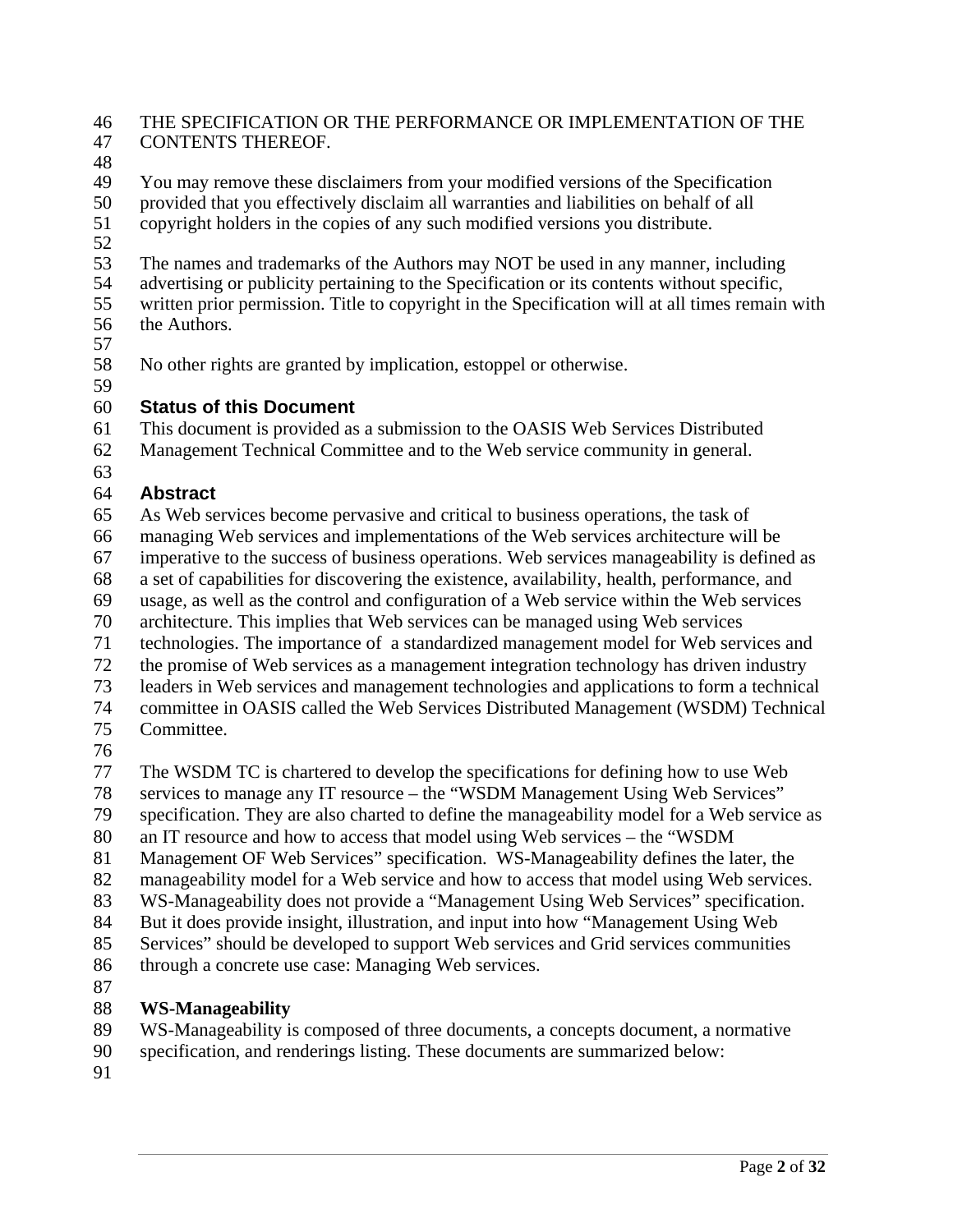THE SPECIFICATION OR THE PERFORMANCE OR IMPLEMENTATION OF THE CONTENTS THEREOF.

You may remove these disclaimers from your modified versions of the Specification provided that you effectively disclaim all warranties and liabilities on behalf of all copyright holders in the copies of any such modified versions you distribute.

The names and trademarks of the Authors may NOT be used in any manner, including advertising or publicity pertaining to the Specification or its contents without specific, written prior permission. Title to copyright in the Specification will at all times remain with the Authors.

No other rights are granted by implication, estoppel or otherwise.

## Status of this Document

This document is provided as a submission to the OASIS Web Services Distributed Management Technical Committee and to the Web service community in general.

## Abstract

As Web services become pervasive and critical to business operations, the task of managing Web services and implementations of the Web services architecture will be imperative to the success of business operations. Web services manageability is defined as a set of capabilities for discovering the existence, availability, health, performance, and usage, as well as the control and configuration of a Web service within the Web services architecture. This implies that Web services can be managed using Web services technologies. The importance of a standardized management model for Web services and the promise of Web services as a management integration technology has driven industry leaders in Web services and management technologies and applications to form a technical committee in OASIS called the Web Services Distributed Management (WSDM) Technical Committee.

The WSDM TC is chartered to develop the specifications for defining how to use Web services to manage any IT resource – the "WSDM Management Using Web Services" specification. They are also charted to define the manageability model for a Web service as an IT resource and how to access that model using Web services – the "WSDM Management OF Web Services" specification. WS-Manageability defines the later, the manageability model for a Web service and how to access that model using Web services. WS-Manageability does not provide a "Management Using Web Services" specification. But it does provide insight, illustration, and input into how "Management Using Web Services" should be developed to support Web services and Grid services communities through a concrete use case: Managing Web services.

**WS-Manageability**

WS-Manageability is composed of three documents, a concepts document, a normative specification, and renderings listing. These documents are summarized below: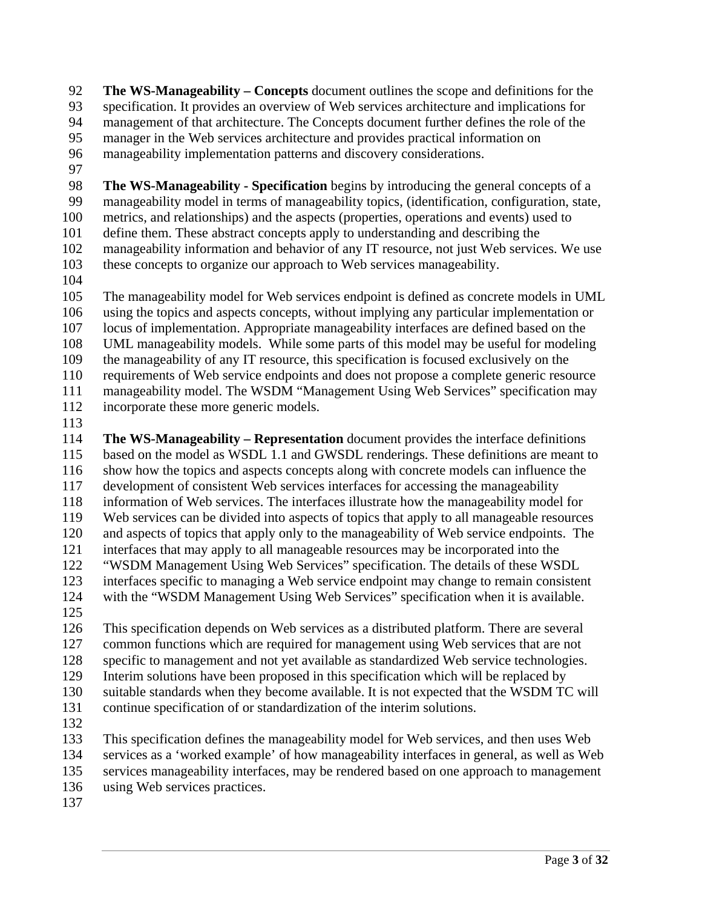**The WS-Manageability – Concepts** document outlines the scope and definitions for the specification. It provides an overview of Web services architecture and implications for management of that architecture. The Concepts document further defines the role of the manager in the Web services architecture and provides practical information on manageability implementation patterns and discovery considerations.

**The WS-Manageability - Specification** begins by introducing the general concepts of a manageability model in terms of manageability topics, (identification, configuration, state, metrics, and relationships) and the aspects (properties, operations and events) used to define them. These abstract concepts apply to understanding and describing the manageability information and behavior of any IT resource, not just Web services. We use these concepts to organize our approach to Web services manageability.

The manageability model for Web services endpoint is defined as concrete models in UML using the topics and aspects concepts, without implying any particular implementation or locus of implementation. Appropriate manageability interfaces are defined based on the UML manageability models. While some parts of this model may be useful for modeling the manageability of any IT resource, this specification is focused exclusively on the requirements of Web service endpoints and does not propose a complete generic resource manageability model. The WSDM "Management Using Web Services" specification may incorporate these more generic models.

**The WS-Manageability – Representation** document provides the interface definitions based on the model as WSDL 1.1 and GWSDL renderings. These definitions are meant to show how the topics and aspects concepts along with concrete models can influence the development of consistent Web services interfaces for accessing the manageability information of Web services. The interfaces illustrate how the manageability model for Web services can be divided into aspects of topics that apply to all manageable resources and aspects of topics that apply only to the manageability of Web service endpoints. The interfaces that may apply to all manageable resources may be incorporated into the "WSDM Management Using Web Services" specification. The details of these WSDL interfaces specific to managing a Web service endpoint may change to remain consistent with the "WSDM Management Using Web Services" specification when it is available.

This specification depends on Web services as a distributed platform. There are several common functions which are required for management using Web services that are not specific to management and not yet available as standardized Web service technologies. Interim solutions have been proposed in this specification which will be replaced by suitable standards when they become available. It is not expected that the WSDM TC will continue specification of or standardization of the interim solutions.

This specification defines the manageability model for Web services, and then uses Web services as a 'worked example' of how manageability interfaces in general, as well as Web services manageability interfaces, may be rendered based on one approach to management using Web services practices.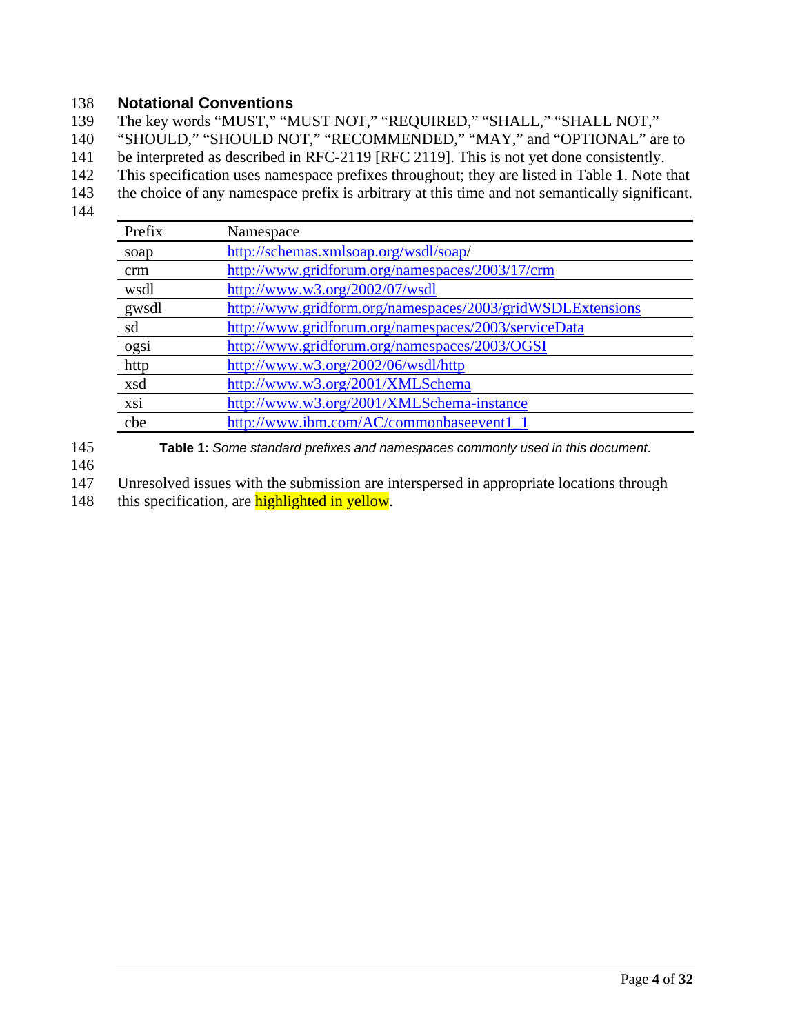## Notational Conventions

The key words "MUST," "MUST NOT," "REQUIRED," "SHALL," "SHALL NOT," "SHOULD," "SHOULD NOT," "RECOMMENDED," "MAY," and "OPTIONAL" are to be interpreted as described in RFC-2119 [RFC 2119]. This is not yet done consistently.

This specification uses namespace prefixes throughout; they are listed in Table 1. Note that the choice of any namespace prefix is arbitrary at this time and not semantically significant.

| Prefix | Namespace |
|---|---|
| soap | http://schemas.xmlsoap.org/wsdl/soap/ |
| crm | http://www.gridforum.org/namespaces/2003/17/crm |
| wsdl | http://www.w3.org/2002/07/wsdl |
| gwsdl | http://www.gridform.org/namespaces/2003/gridWSDLExtensions |
| sd | http://www.gridforum.org/namespaces/2003/serviceData |
| ogsi | http://www.gridforum.org/namespaces/2003/OGSI |
| http | http://www.w3.org/2002/06/wsdl/http |
| xsd | http://www.w3.org/2001/XMLSchema |
| xsi | http://www.w3.org/2001/XMLSchema-instance |
| cbe | http://www.ibm.com/AC/commonbaseevent1_1 |

**Table 1:** *Some standard prefixes and namespaces commonly used in this document*.

Unresolved issues with the submission are interspersed in appropriate locations through this specification, are highlighted in yellow.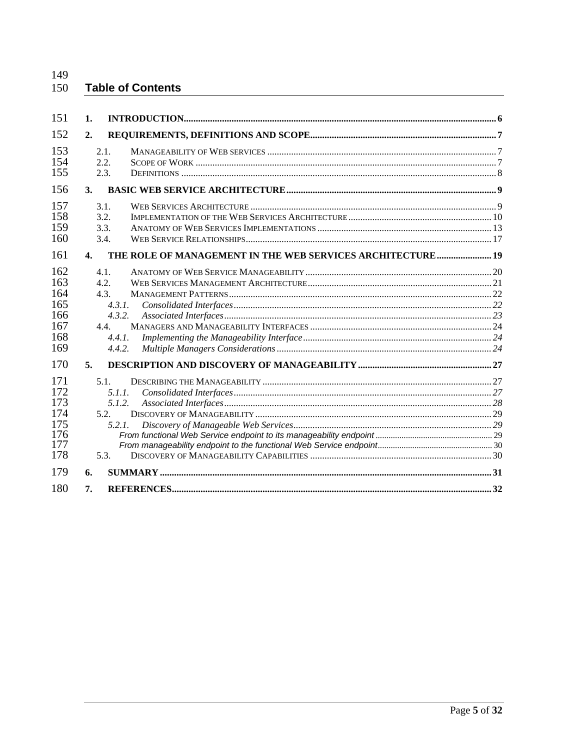## Table of Contents

1. INTRODUCTION ... 6
2. REQUIREMENTS, DEFINITIONS AND SCOPE ... 7
   - 2.1. Manageability of Web services ... 7
   - 2.2. Scope of Work ... 7
   - 2.3. Definitions ... 8
3. BASIC WEB SERVICE ARCHITECTURE ... 9
   - 3.1. Web Services Architecture ... 9
   - 3.2. Implementation of the Web Services Architecture ... 10
   - 3.3. Anatomy of Web Services Implementations ... 13
   - 3.4. Web Service Relationships ... 17
4. THE ROLE OF MANAGEMENT IN THE WEB SERVICES ARCHITECTURE ... 19
   - 4.1. Anatomy of Web Service Manageability ... 20
   - 4.2. Web Services Management Architecture ... 21
   - 4.3. Management Patterns ... 22
     - *4.3.1. Consolidated Interfaces ... 22*
     - *4.3.2. Associated Interfaces ... 23*
   - 4.4. Managers and Manageability Interfaces ... 24
     - *4.4.1. Implementing the Manageability Interface ... 24*
     - *4.4.2. Multiple Managers Considerations ... 24*
5. DESCRIPTION AND DISCOVERY OF MANAGEABILITY ... 27
   - 5.1. Describing the Manageability ... 27
     - *5.1.1. Consolidated Interfaces ... 27*
     - *5.1.2. Associated Interfaces ... 28*
   - 5.2. Discovery of Manageability ... 29
     - *5.2.1. Discovery of Manageable Web Services ... 29*
       - *From functional Web Service endpoint to its manageability endpoint ... 29*
       - *From manageability endpoint to the functional Web Service endpoint ... 30*
   - 5.3. Discovery of Manageability Capabilities ... 30
6. SUMMARY ... 31
7. REFERENCES ... 32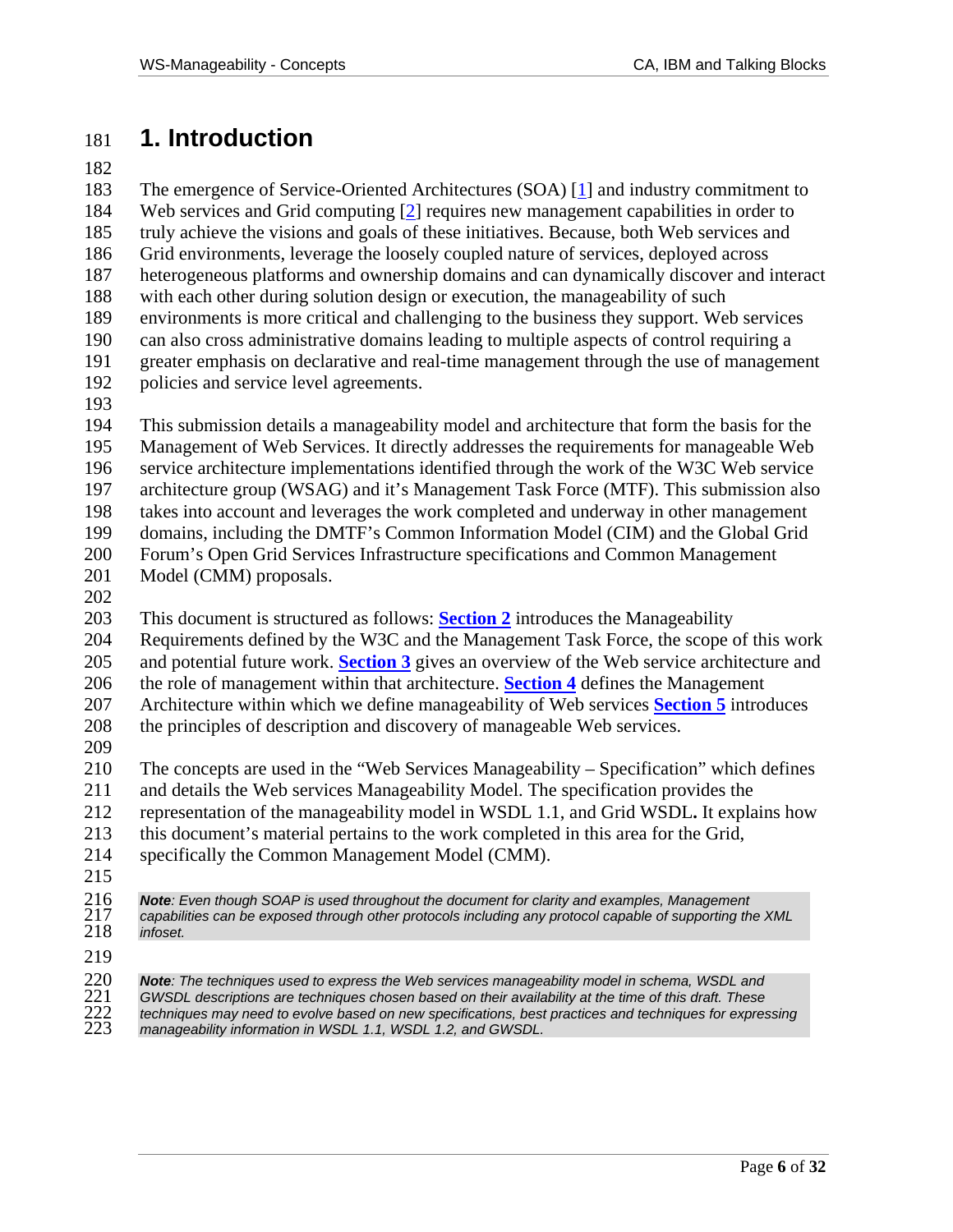# 1. Introduction

The emergence of Service-Oriented Architectures (SOA) [1] and industry commitment to Web services and Grid computing [2] requires new management capabilities in order to truly achieve the visions and goals of these initiatives. Because, both Web services and Grid environments, leverage the loosely coupled nature of services, deployed across heterogeneous platforms and ownership domains and can dynamically discover and interact with each other during solution design or execution, the manageability of such environments is more critical and challenging to the business they support. Web services can also cross administrative domains leading to multiple aspects of control requiring a greater emphasis on declarative and real-time management through the use of management policies and service level agreements.

This submission details a manageability model and architecture that form the basis for the Management of Web Services. It directly addresses the requirements for manageable Web service architecture implementations identified through the work of the W3C Web service architecture group (WSAG) and it's Management Task Force (MTF). This submission also takes into account and leverages the work completed and underway in other management domains, including the DMTF's Common Information Model (CIM) and the Global Grid Forum's Open Grid Services Infrastructure specifications and Common Management Model (CMM) proposals.

This document is structured as follows: **Section 2** introduces the Manageability Requirements defined by the W3C and the Management Task Force, the scope of this work and potential future work. **Section 3** gives an overview of the Web service architecture and the role of management within that architecture. **Section 4** defines the Management Architecture within which we define manageability of Web services **Section 5** introduces the principles of description and discovery of manageable Web services.

The concepts are used in the "Web Services Manageability – Specification" which defines and details the Web services Manageability Model. The specification provides the representation of the manageability model in WSDL 1.1, and Grid WSDL**.** It explains how this document's material pertains to the work completed in this area for the Grid, specifically the Common Management Model (CMM).

> ***Note**: Even though SOAP is used throughout the document for clarity and examples, Management capabilities can be exposed through other protocols including any protocol capable of supporting the XML infoset.*

> ***Note**: The techniques used to express the Web services manageability model in schema, WSDL and GWSDL descriptions are techniques chosen based on their availability at the time of this draft. These techniques may need to evolve based on new specifications, best practices and techniques for expressing manageability information in WSDL 1.1, WSDL 1.2, and GWSDL.*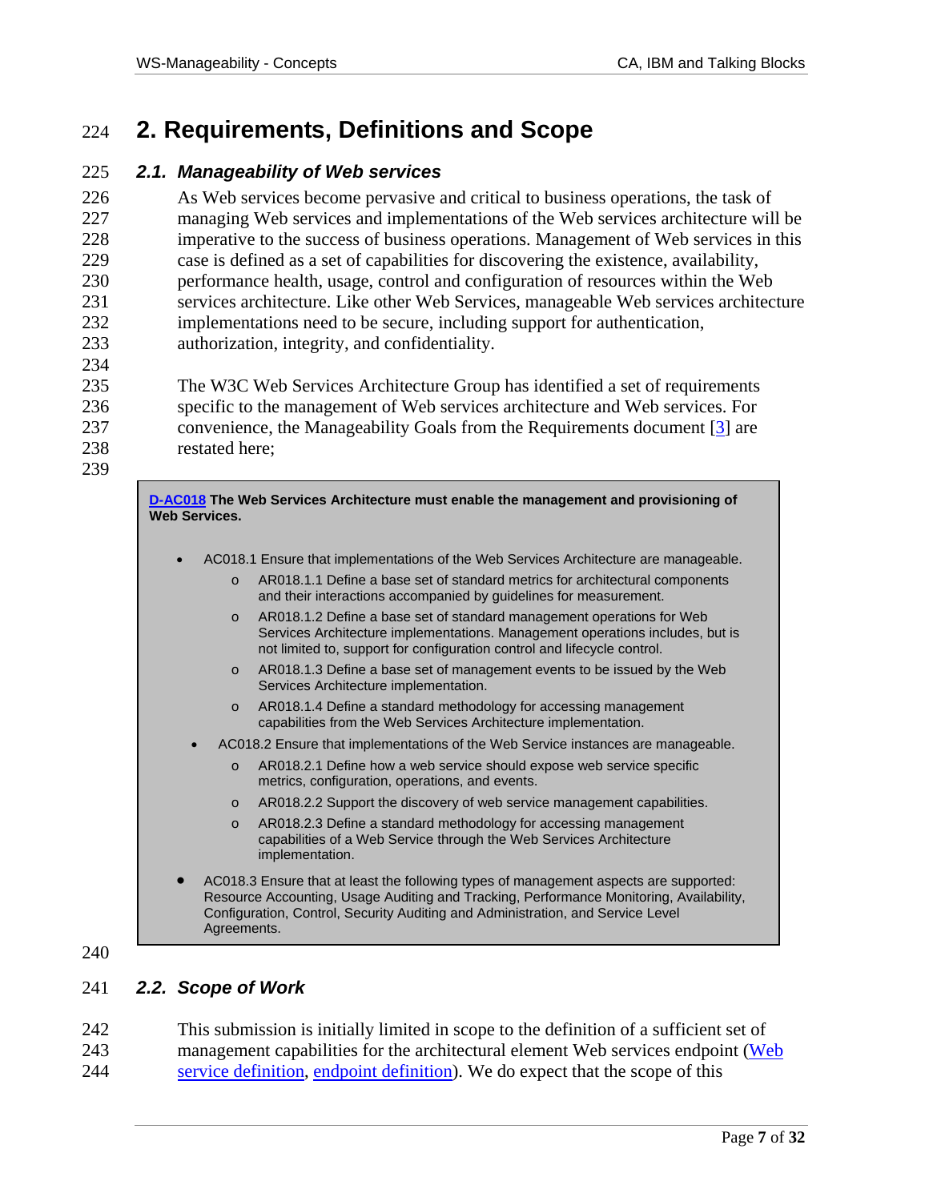# 2. Requirements, Definitions and Scope

## *2.1. Manageability of Web services*

As Web services become pervasive and critical to business operations, the task of managing Web services and implementations of the Web services architecture will be imperative to the success of business operations. Management of Web services in this case is defined as a set of capabilities for discovering the existence, availability, performance health, usage, control and configuration of resources within the Web services architecture. Like other Web Services, manageable Web services architecture implementations need to be secure, including support for authentication, authorization, integrity, and confidentiality.

The W3C Web Services Architecture Group has identified a set of requirements specific to the management of Web services architecture and Web services. For convenience, the Manageability Goals from the Requirements document [3] are restated here;

> **D-AC018 The Web Services Architecture must enable the management and provisioning of Web Services.**
>
> - AC018.1 Ensure that implementations of the Web Services Architecture are manageable.
>   - AR018.1.1 Define a base set of standard metrics for architectural components and their interactions accompanied by guidelines for measurement.
>   - AR018.1.2 Define a base set of standard management operations for Web Services Architecture implementations. Management operations includes, but is not limited to, support for configuration control and lifecycle control.
>   - AR018.1.3 Define a base set of management events to be issued by the Web Services Architecture implementation.
>   - AR018.1.4 Define a standard methodology for accessing management capabilities from the Web Services Architecture implementation.
> - AC018.2 Ensure that implementations of the Web Service instances are manageable.
>   - AR018.2.1 Define how a web service should expose web service specific metrics, configuration, operations, and events.
>   - AR018.2.2 Support the discovery of web service management capabilities.
>   - AR018.2.3 Define a standard methodology for accessing management capabilities of a Web Service through the Web Services Architecture implementation.
> - AC018.3 Ensure that at least the following types of management aspects are supported: Resource Accounting, Usage Auditing and Tracking, Performance Monitoring, Availability, Configuration, Control, Security Auditing and Administration, and Service Level Agreements.

## *2.2. Scope of Work*

This submission is initially limited in scope to the definition of a sufficient set of management capabilities for the architectural element Web services endpoint (Web service definition, endpoint definition). We do expect that the scope of this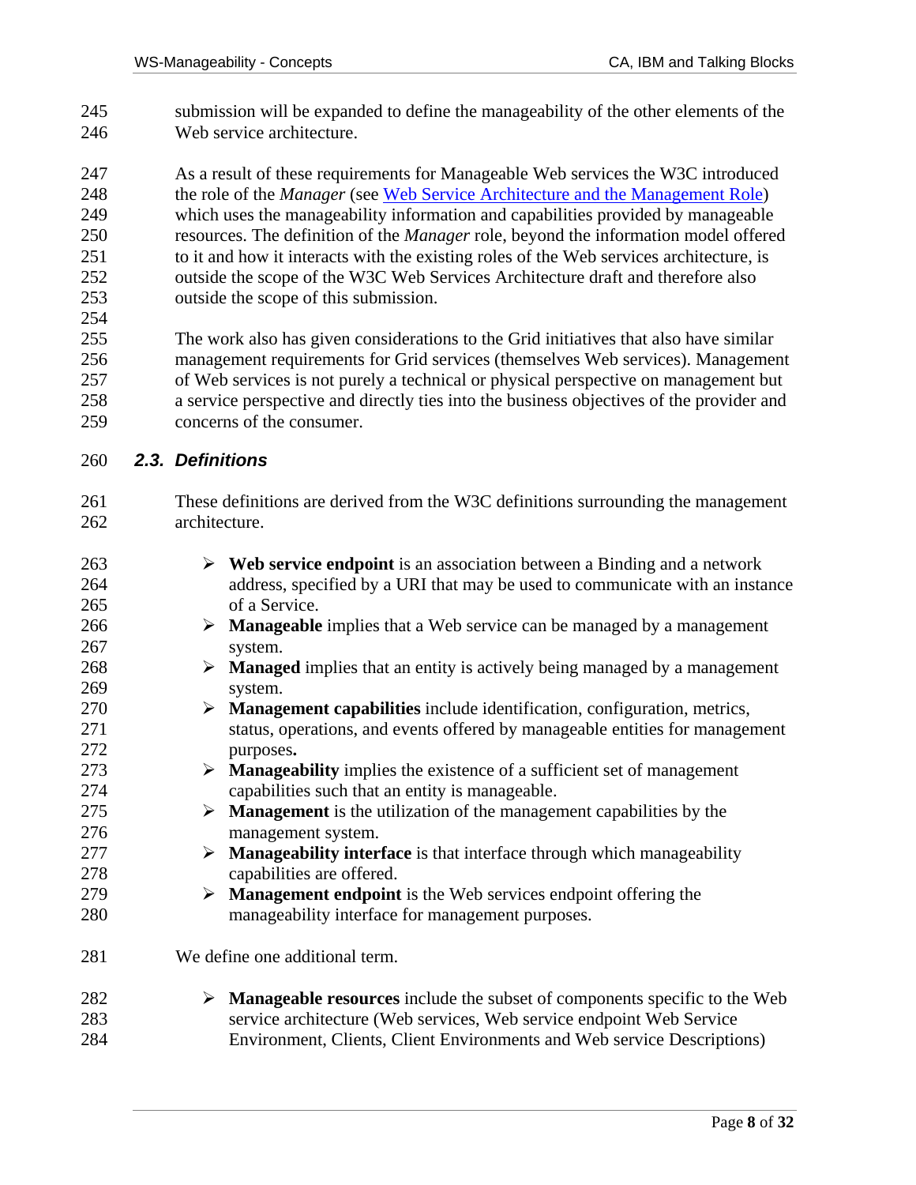submission will be expanded to define the manageability of the other elements of the Web service architecture.

As a result of these requirements for Manageable Web services the W3C introduced the role of the *Manager* (see [Web Service Architecture and the Management Role]) which uses the manageability information and capabilities provided by manageable resources. The definition of the *Manager* role, beyond the information model offered to it and how it interacts with the existing roles of the Web services architecture, is outside the scope of the W3C Web Services Architecture draft and therefore also outside the scope of this submission.

The work also has given considerations to the Grid initiatives that also have similar management requirements for Grid services (themselves Web services). Management of Web services is not purely a technical or physical perspective on management but a service perspective and directly ties into the business objectives of the provider and concerns of the consumer.

### 2.3. Definitions

These definitions are derived from the W3C definitions surrounding the management architecture.

- **Web service endpoint** is an association between a Binding and a network address, specified by a URI that may be used to communicate with an instance of a Service.
- **Manageable** implies that a Web service can be managed by a management system.
- **Managed** implies that an entity is actively being managed by a management system.
- **Management capabilities** include identification, configuration, metrics, status, operations, and events offered by manageable entities for management purposes**.**
- **Manageability** implies the existence of a sufficient set of management capabilities such that an entity is manageable.
- **Management** is the utilization of the management capabilities by the management system.
- **Manageability interface** is that interface through which manageability capabilities are offered.
- **Management endpoint** is the Web services endpoint offering the manageability interface for management purposes.

We define one additional term.

- **Manageable resources** include the subset of components specific to the Web service architecture (Web services, Web service endpoint Web Service Environment, Clients, Client Environments and Web service Descriptions)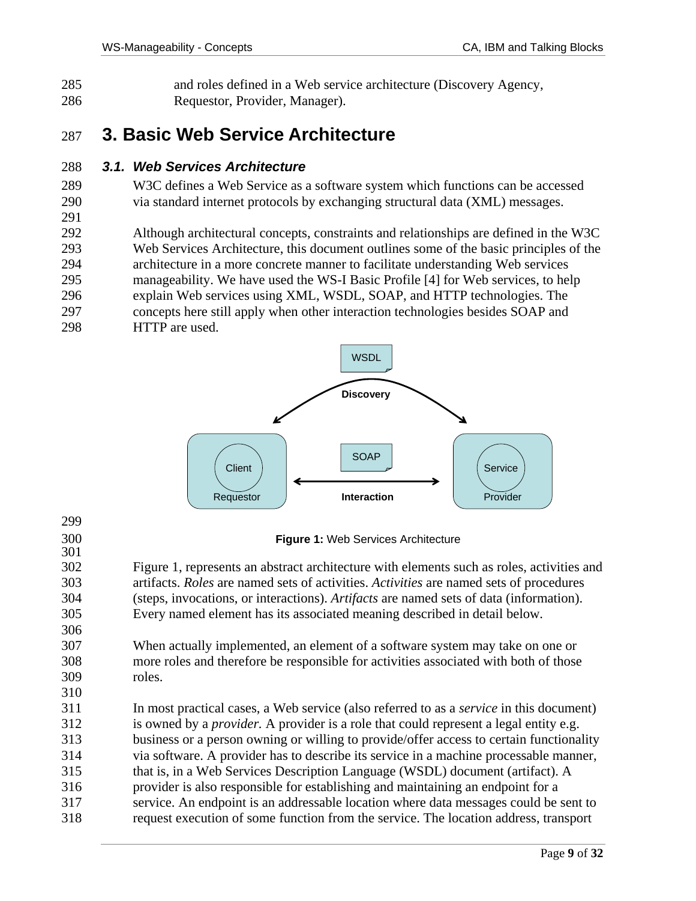and roles defined in a Web service architecture (Discovery Agency, Requestor, Provider, Manager).

# 3. Basic Web Service Architecture

## 3.1. Web Services Architecture

W3C defines a Web Service as a software system which functions can be accessed via standard internet protocols by exchanging structural data (XML) messages.

Although architectural concepts, constraints and relationships are defined in the W3C Web Services Architecture, this document outlines some of the basic principles of the architecture in a more concrete manner to facilitate understanding Web services manageability. We have used the WS-I Basic Profile [4] for Web services, to help explain Web services using XML, WSDL, SOAP, and HTTP technologies. The concepts here still apply when other interaction technologies besides SOAP and HTTP are used.

**Figure 1:** Web Services Architecture

Figure 1, represents an abstract architecture with elements such as roles, activities and artifacts. *Roles* are named sets of activities. *Activities* are named sets of procedures (steps, invocations, or interactions). *Artifacts* are named sets of data (information). Every named element has its associated meaning described in detail below.

When actually implemented, an element of a software system may take on one or more roles and therefore be responsible for activities associated with both of those roles.

In most practical cases, a Web service (also referred to as a *service* in this document) is owned by a *provider.* A provider is a role that could represent a legal entity e.g. business or a person owning or willing to provide/offer access to certain functionality via software. A provider has to describe its service in a machine processable manner, that is, in a Web Services Description Language (WSDL) document (artifact). A provider is also responsible for establishing and maintaining an endpoint for a service. An endpoint is an addressable location where data messages could be sent to request execution of some function from the service. The location address, transport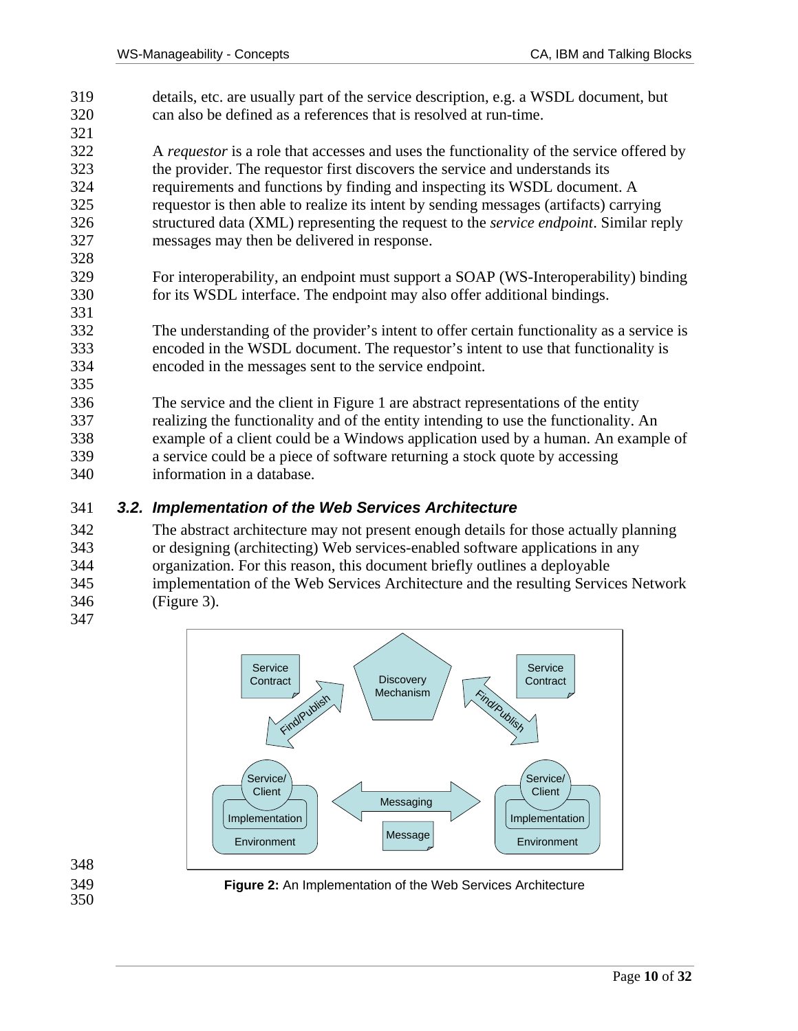details, etc. are usually part of the service description, e.g. a WSDL document, but can also be defined as a references that is resolved at run-time.

A *requestor* is a role that accesses and uses the functionality of the service offered by the provider. The requestor first discovers the service and understands its requirements and functions by finding and inspecting its WSDL document. A requestor is then able to realize its intent by sending messages (artifacts) carrying structured data (XML) representing the request to the *service endpoint*. Similar reply messages may then be delivered in response.

For interoperability, an endpoint must support a SOAP (WS-Interoperability) binding for its WSDL interface. The endpoint may also offer additional bindings.

The understanding of the provider's intent to offer certain functionality as a service is encoded in the WSDL document. The requestor's intent to use that functionality is encoded in the messages sent to the service endpoint.

The service and the client in Figure 1 are abstract representations of the entity realizing the functionality and of the entity intending to use the functionality. An example of a client could be a Windows application used by a human. An example of a service could be a piece of software returning a stock quote by accessing information in a database.

### *3.2. Implementation of the Web Services Architecture*

The abstract architecture may not present enough details for those actually planning or designing (architecting) Web services-enabled software applications in any organization. For this reason, this document briefly outlines a deployable implementation of the Web Services Architecture and the resulting Services Network (Figure 3).

**Figure 2:** An Implementation of the Web Services Architecture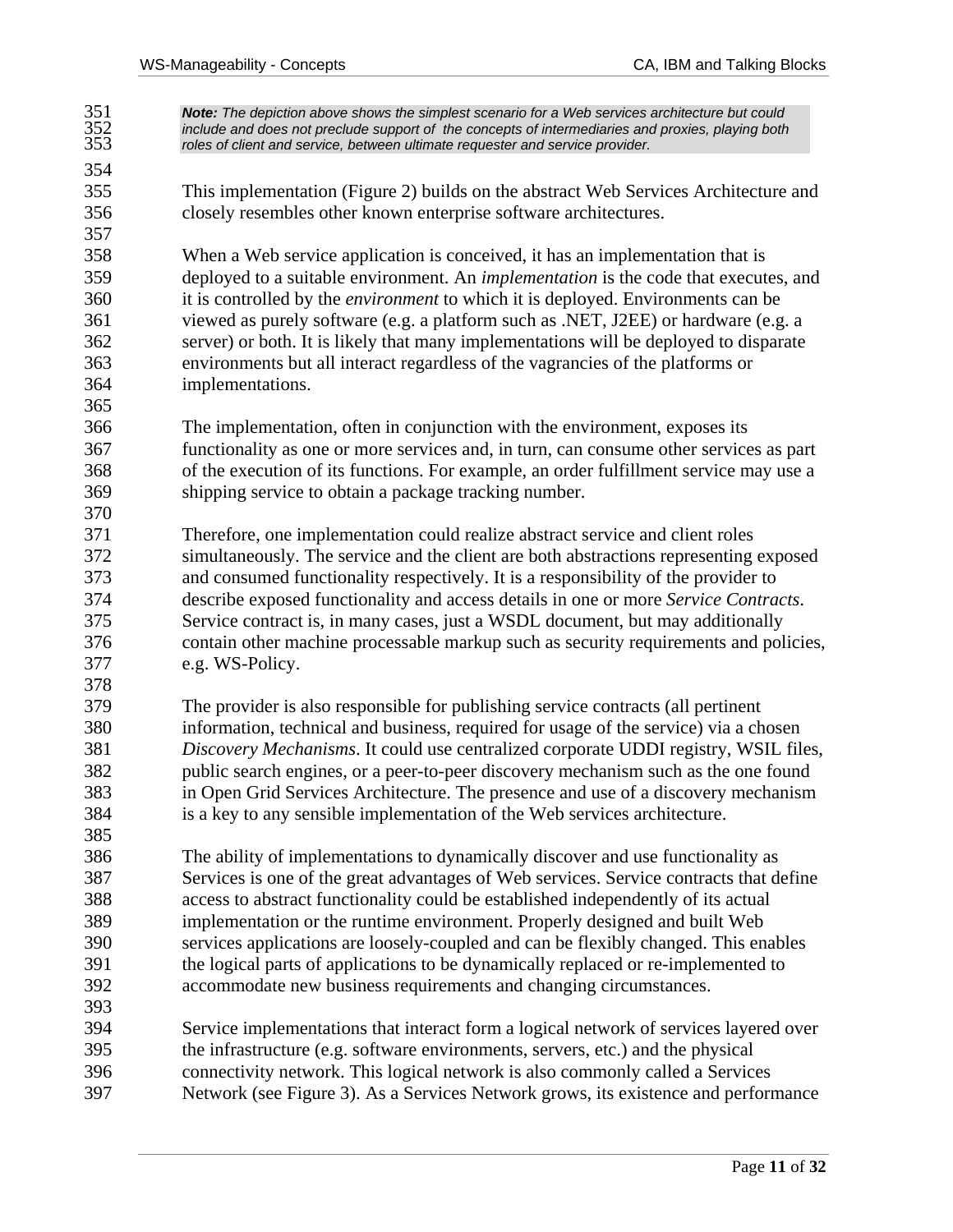> ***Note:*** *The depiction above shows the simplest scenario for a Web services architecture but could include and does not preclude support of the concepts of intermediaries and proxies, playing both roles of client and service, between ultimate requester and service provider.*

This implementation (Figure 2) builds on the abstract Web Services Architecture and closely resembles other known enterprise software architectures.

When a Web service application is conceived, it has an implementation that is deployed to a suitable environment. An *implementation* is the code that executes, and it is controlled by the *environment* to which it is deployed. Environments can be viewed as purely software (e.g. a platform such as .NET, J2EE) or hardware (e.g. a server) or both. It is likely that many implementations will be deployed to disparate environments but all interact regardless of the vagrancies of the platforms or implementations.

The implementation, often in conjunction with the environment, exposes its functionality as one or more services and, in turn, can consume other services as part of the execution of its functions. For example, an order fulfillment service may use a shipping service to obtain a package tracking number.

Therefore, one implementation could realize abstract service and client roles simultaneously. The service and the client are both abstractions representing exposed and consumed functionality respectively. It is a responsibility of the provider to describe exposed functionality and access details in one or more *Service Contracts*. Service contract is, in many cases, just a WSDL document, but may additionally contain other machine processable markup such as security requirements and policies, e.g. WS-Policy.

The provider is also responsible for publishing service contracts (all pertinent information, technical and business, required for usage of the service) via a chosen *Discovery Mechanisms*. It could use centralized corporate UDDI registry, WSIL files, public search engines, or a peer-to-peer discovery mechanism such as the one found in Open Grid Services Architecture. The presence and use of a discovery mechanism is a key to any sensible implementation of the Web services architecture.

The ability of implementations to dynamically discover and use functionality as Services is one of the great advantages of Web services. Service contracts that define access to abstract functionality could be established independently of its actual implementation or the runtime environment. Properly designed and built Web services applications are loosely-coupled and can be flexibly changed. This enables the logical parts of applications to be dynamically replaced or re-implemented to accommodate new business requirements and changing circumstances.

Service implementations that interact form a logical network of services layered over the infrastructure (e.g. software environments, servers, etc.) and the physical connectivity network. This logical network is also commonly called a Services Network (see Figure 3). As a Services Network grows, its existence and performance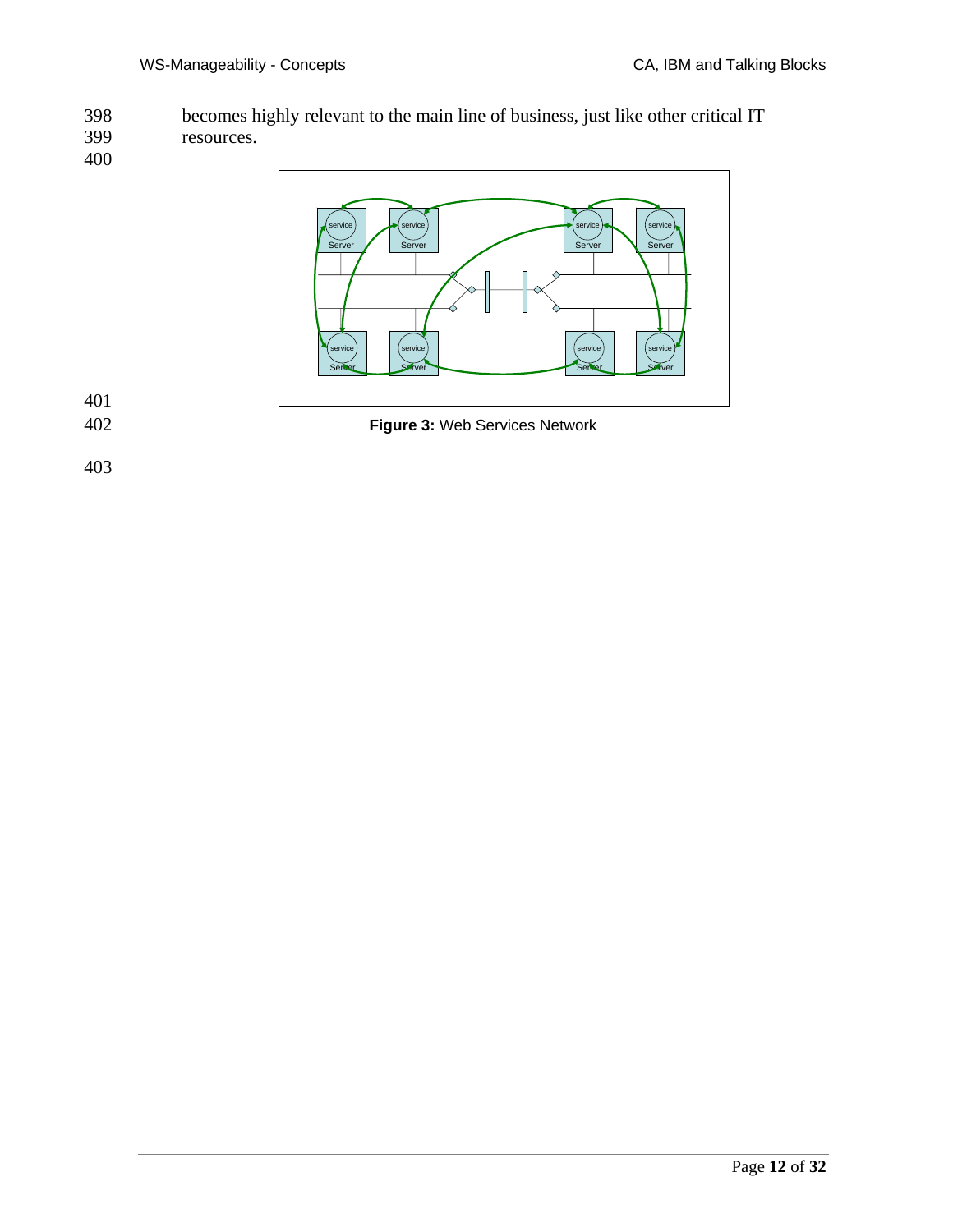becomes highly relevant to the main line of business, just like other critical IT resources.

**Figure 3:** Web Services Network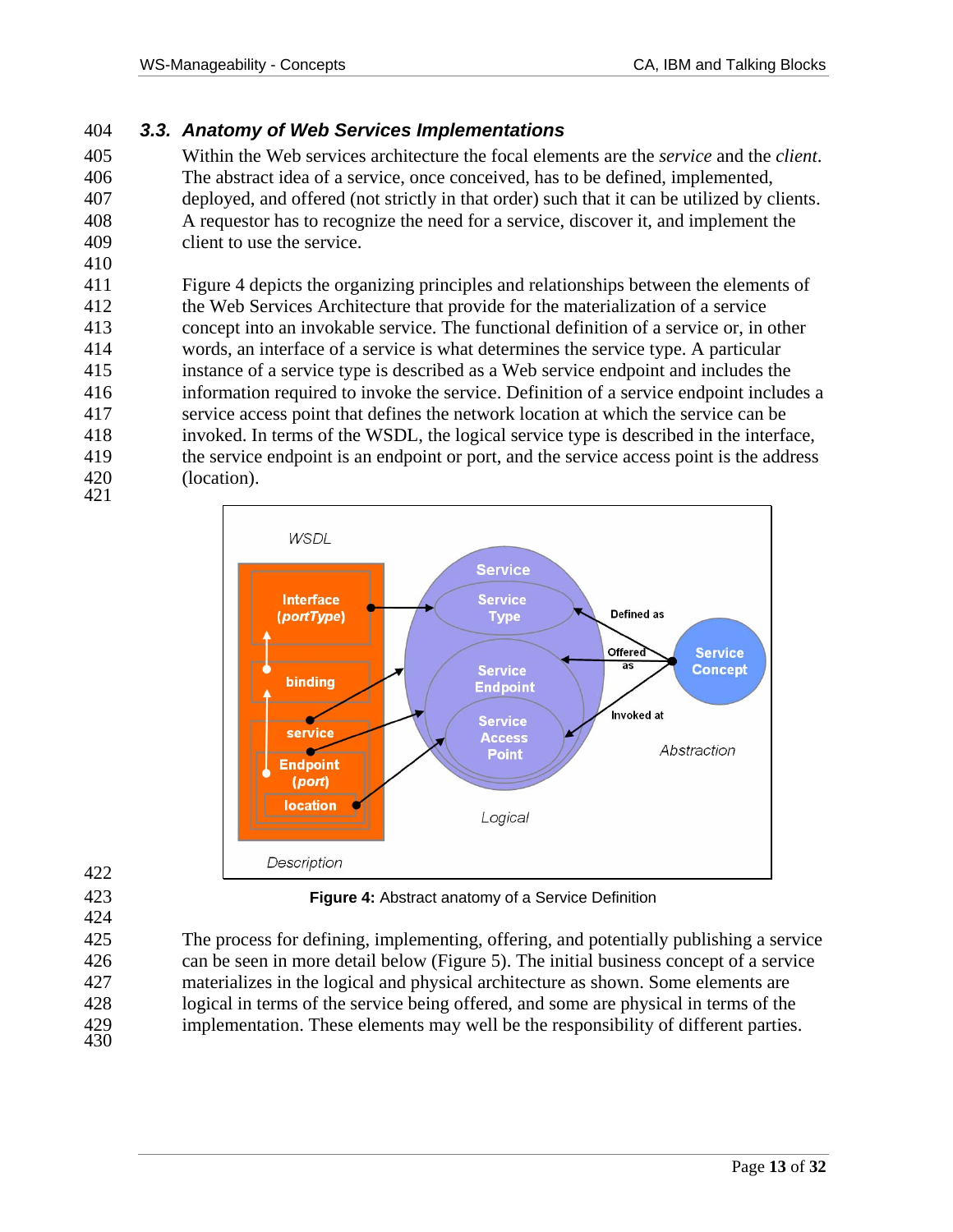### 3.3. Anatomy of Web Services Implementations

Within the Web services architecture the focal elements are the *service* and the *client*. The abstract idea of a service, once conceived, has to be defined, implemented, deployed, and offered (not strictly in that order) such that it can be utilized by clients. A requestor has to recognize the need for a service, discover it, and implement the client to use the service.

Figure 4 depicts the organizing principles and relationships between the elements of the Web Services Architecture that provide for the materialization of a service concept into an invokable service. The functional definition of a service or, in other words, an interface of a service is what determines the service type. A particular instance of a service type is described as a Web service endpoint and includes the information required to invoke the service. Definition of a service endpoint includes a service access point that defines the network location at which the service can be invoked. In terms of the WSDL, the logical service type is described in the interface, the service endpoint is an endpoint or port, and the service access point is the address (location).

**Figure 4:** Abstract anatomy of a Service Definition

The process for defining, implementing, offering, and potentially publishing a service can be seen in more detail below (Figure 5). The initial business concept of a service materializes in the logical and physical architecture as shown. Some elements are logical in terms of the service being offered, and some are physical in terms of the implementation. These elements may well be the responsibility of different parties.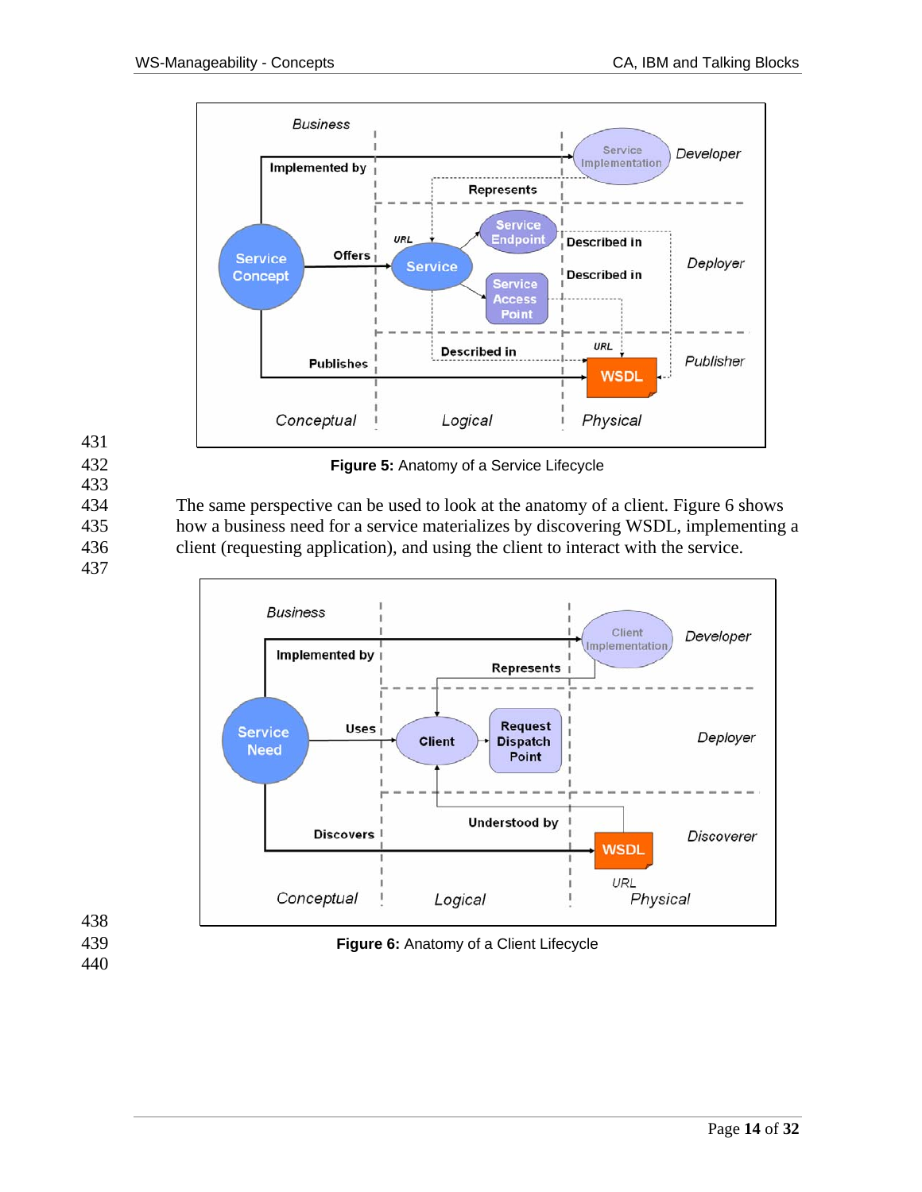**Figure 5:** Anatomy of a Service Lifecycle

The same perspective can be used to look at the anatomy of a client. Figure 6 shows how a business need for a service materializes by discovering WSDL, implementing a client (requesting application), and using the client to interact with the service.

**Figure 6:** Anatomy of a Client Lifecycle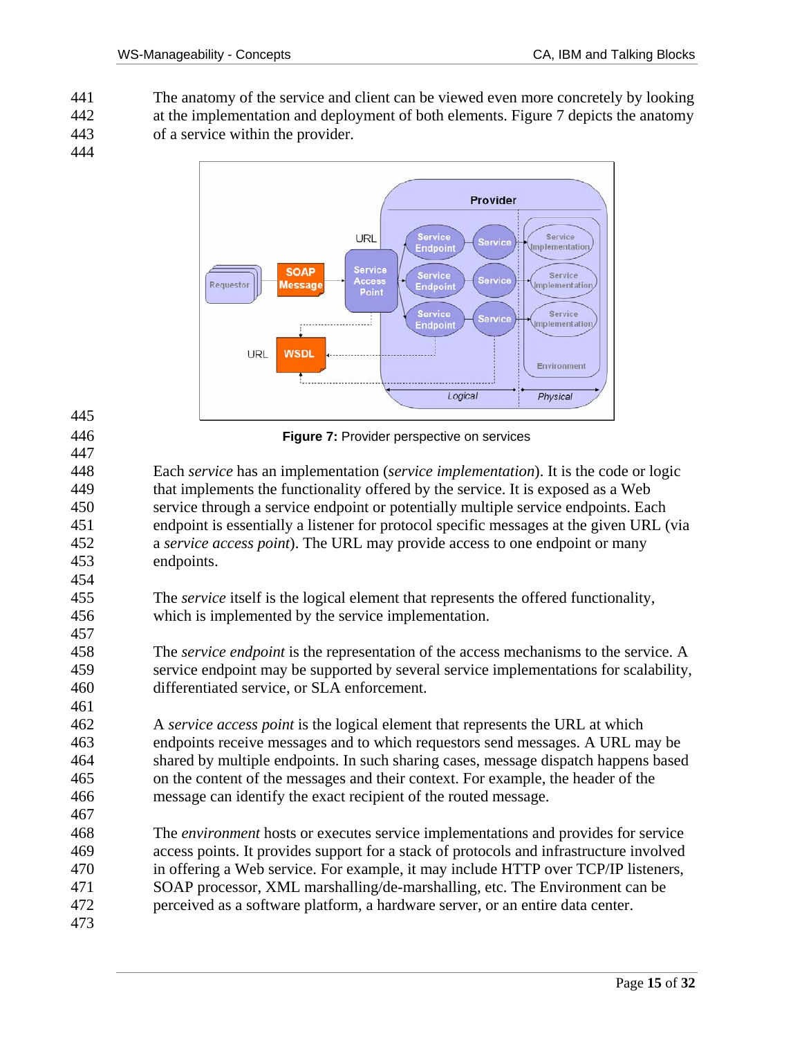The anatomy of the service and client can be viewed even more concretely by looking at the implementation and deployment of both elements. Figure 7 depicts the anatomy of a service within the provider.

**Figure 7:** Provider perspective on services

Each *service* has an implementation (*service implementation*). It is the code or logic that implements the functionality offered by the service. It is exposed as a Web service through a service endpoint or potentially multiple service endpoints. Each endpoint is essentially a listener for protocol specific messages at the given URL (via a *service access point*). The URL may provide access to one endpoint or many endpoints.

The *service* itself is the logical element that represents the offered functionality, which is implemented by the service implementation.

The *service endpoint* is the representation of the access mechanisms to the service. A service endpoint may be supported by several service implementations for scalability, differentiated service, or SLA enforcement.

A *service access point* is the logical element that represents the URL at which endpoints receive messages and to which requestors send messages. A URL may be shared by multiple endpoints. In such sharing cases, message dispatch happens based on the content of the messages and their context. For example, the header of the message can identify the exact recipient of the routed message.

The *environment* hosts or executes service implementations and provides for service access points. It provides support for a stack of protocols and infrastructure involved in offering a Web service. For example, it may include HTTP over TCP/IP listeners, SOAP processor, XML marshalling/de-marshalling, etc. The Environment can be perceived as a software platform, a hardware server, or an entire data center.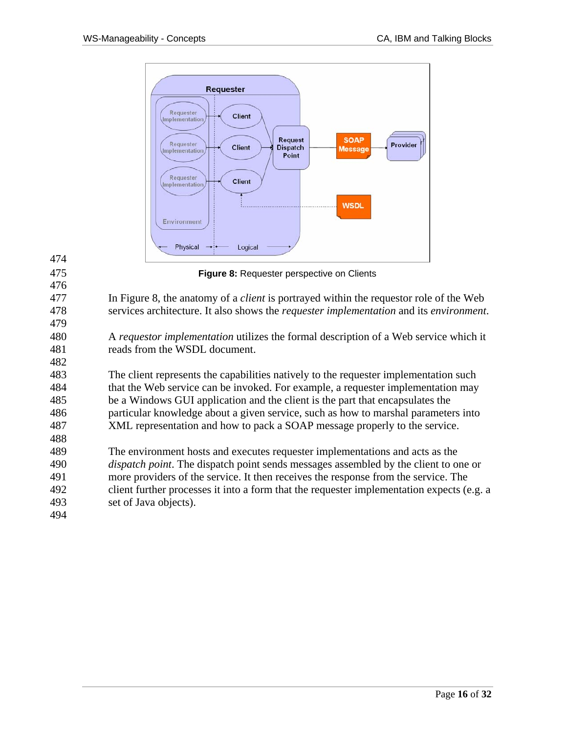**Figure 8:** Requester perspective on Clients

In Figure 8, the anatomy of a *client* is portrayed within the requestor role of the Web services architecture. It also shows the *requester implementation* and its *environment*.

A *requestor implementation* utilizes the formal description of a Web service which it reads from the WSDL document.

The client represents the capabilities natively to the requester implementation such that the Web service can be invoked. For example, a requester implementation may be a Windows GUI application and the client is the part that encapsulates the particular knowledge about a given service, such as how to marshal parameters into XML representation and how to pack a SOAP message properly to the service.

The environment hosts and executes requester implementations and acts as the *dispatch point*. The dispatch point sends messages assembled by the client to one or more providers of the service. It then receives the response from the service. The client further processes it into a form that the requester implementation expects (e.g. a set of Java objects).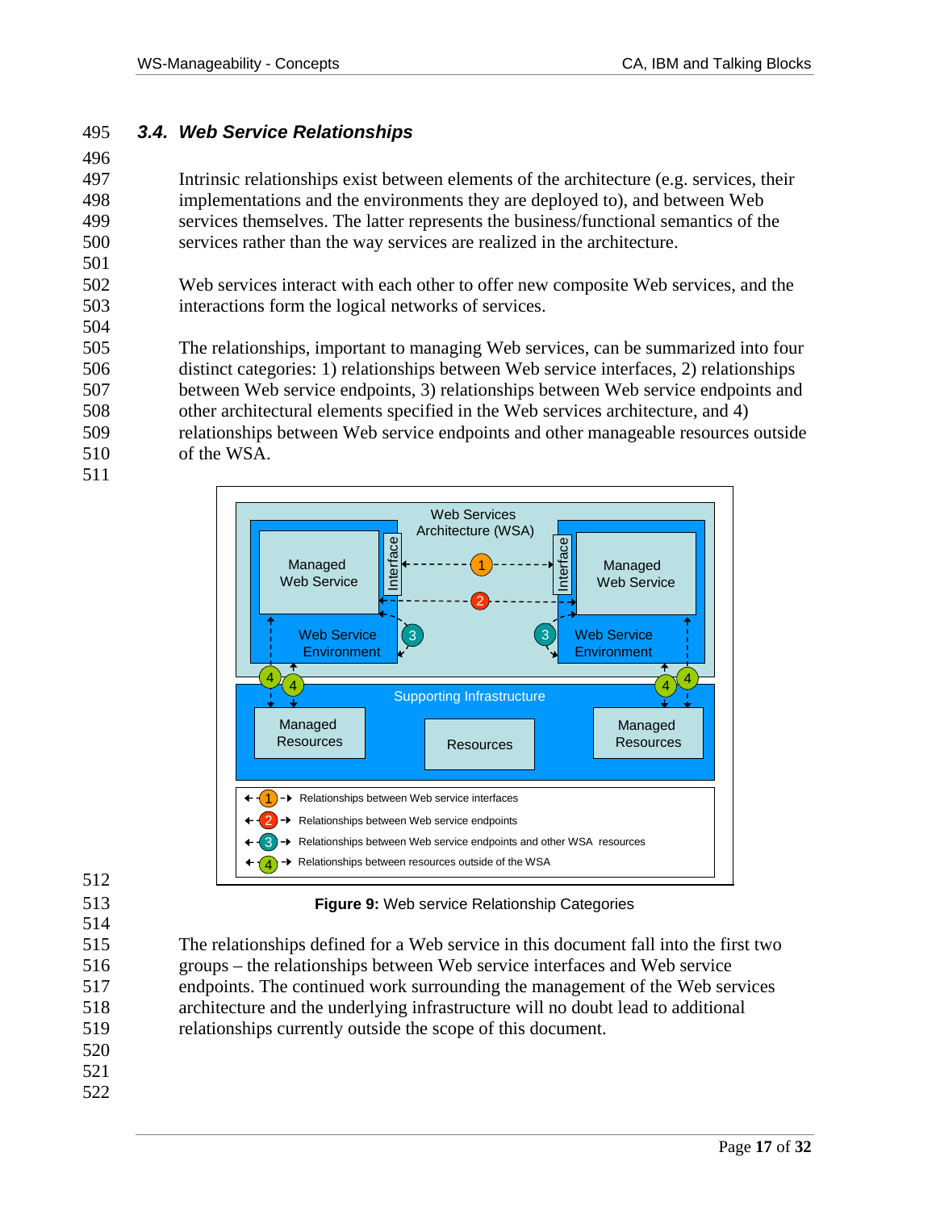### 3.4. Web Service Relationships

Intrinsic relationships exist between elements of the architecture (e.g. services, their implementations and the environments they are deployed to), and between Web services themselves. The latter represents the business/functional semantics of the services rather than the way services are realized in the architecture.

Web services interact with each other to offer new composite Web services, and the interactions form the logical networks of services.

The relationships, important to managing Web services, can be summarized into four distinct categories: 1) relationships between Web service interfaces, 2) relationships between Web service endpoints, 3) relationships between Web service endpoints and other architectural elements specified in the Web services architecture, and 4) relationships between Web service endpoints and other manageable resources outside of the WSA.

**Figure 9:** Web service Relationship Categories

The relationships defined for a Web service in this document fall into the first two groups – the relationships between Web service interfaces and Web service endpoints. The continued work surrounding the management of the Web services architecture and the underlying infrastructure will no doubt lead to additional relationships currently outside the scope of this document.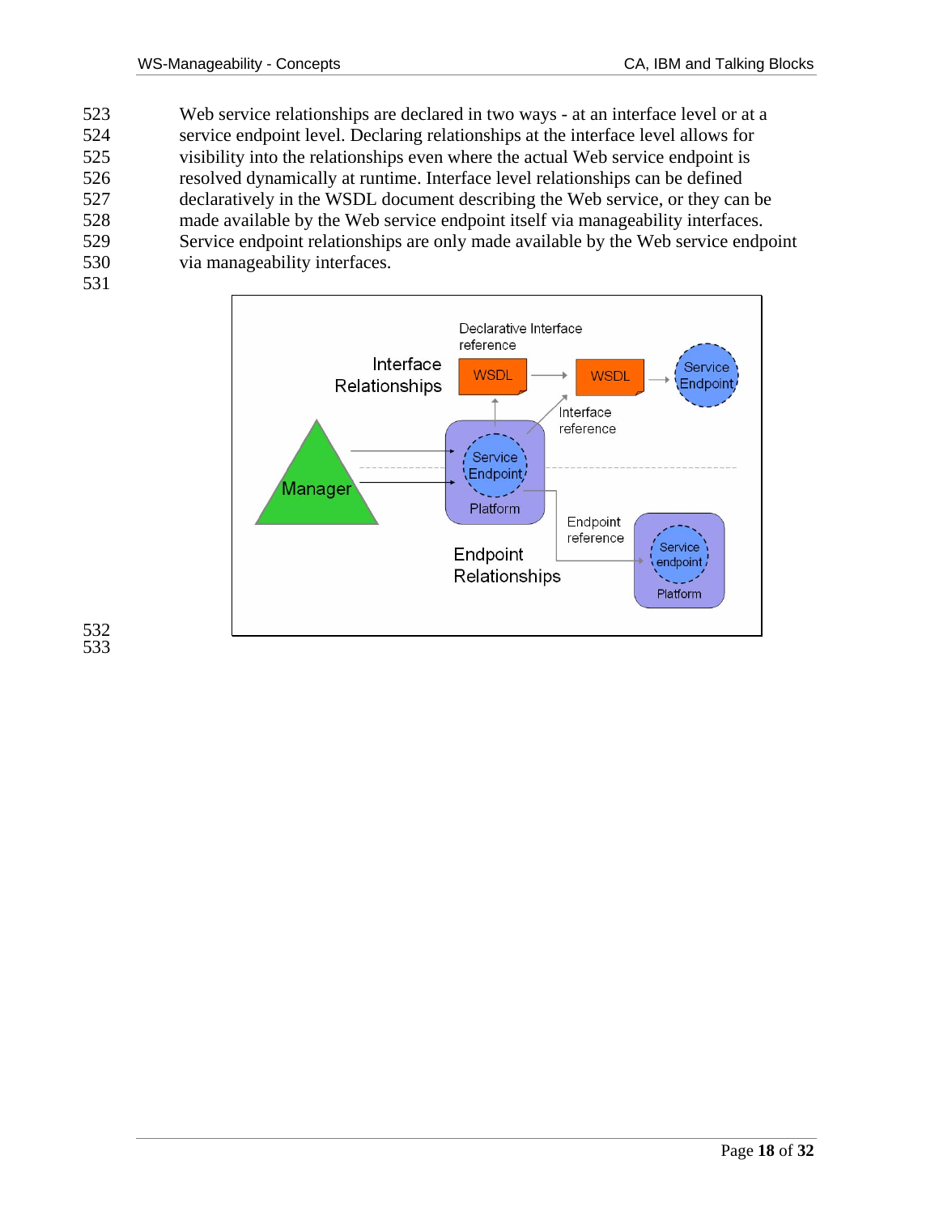Web service relationships are declared in two ways - at an interface level or at a service endpoint level. Declaring relationships at the interface level allows for visibility into the relationships even where the actual Web service endpoint is resolved dynamically at runtime. Interface level relationships can be defined declaratively in the WSDL document describing the Web service, or they can be made available by the Web service endpoint itself via manageability interfaces. Service endpoint relationships are only made available by the Web service endpoint via manageability interfaces.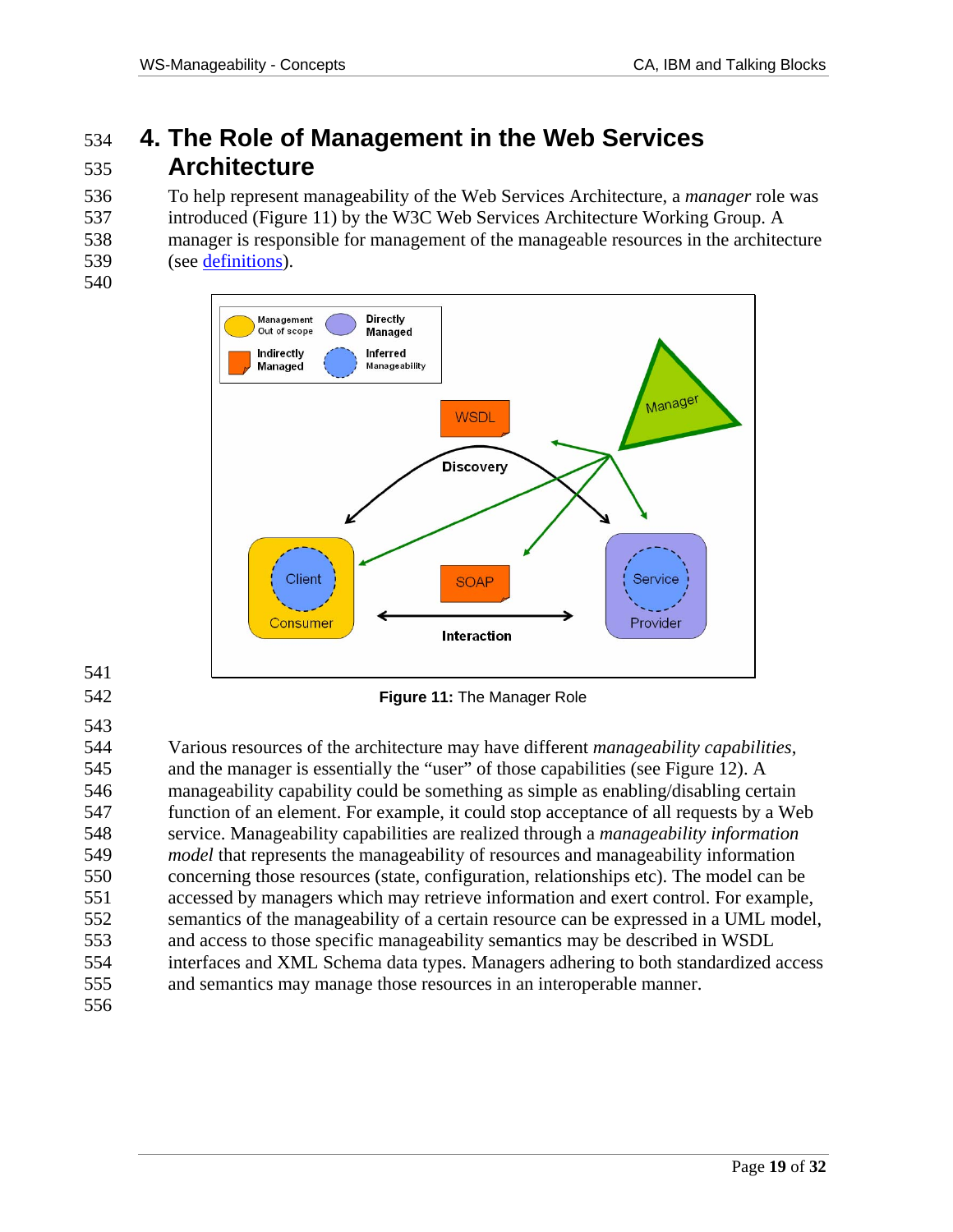# 4. The Role of Management in the Web Services Architecture

To help represent manageability of the Web Services Architecture, a *manager* role was introduced (Figure 11) by the W3C Web Services Architecture Working Group. A manager is responsible for management of the manageable resources in the architecture (see definitions).

**Figure 11:** The Manager Role

Various resources of the architecture may have different *manageability capabilities*, and the manager is essentially the "user" of those capabilities (see Figure 12). A manageability capability could be something as simple as enabling/disabling certain function of an element. For example, it could stop acceptance of all requests by a Web service. Manageability capabilities are realized through a *manageability information model* that represents the manageability of resources and manageability information concerning those resources (state, configuration, relationships etc). The model can be accessed by managers which may retrieve information and exert control. For example, semantics of the manageability of a certain resource can be expressed in a UML model, and access to those specific manageability semantics may be described in WSDL interfaces and XML Schema data types. Managers adhering to both standardized access and semantics may manage those resources in an interoperable manner.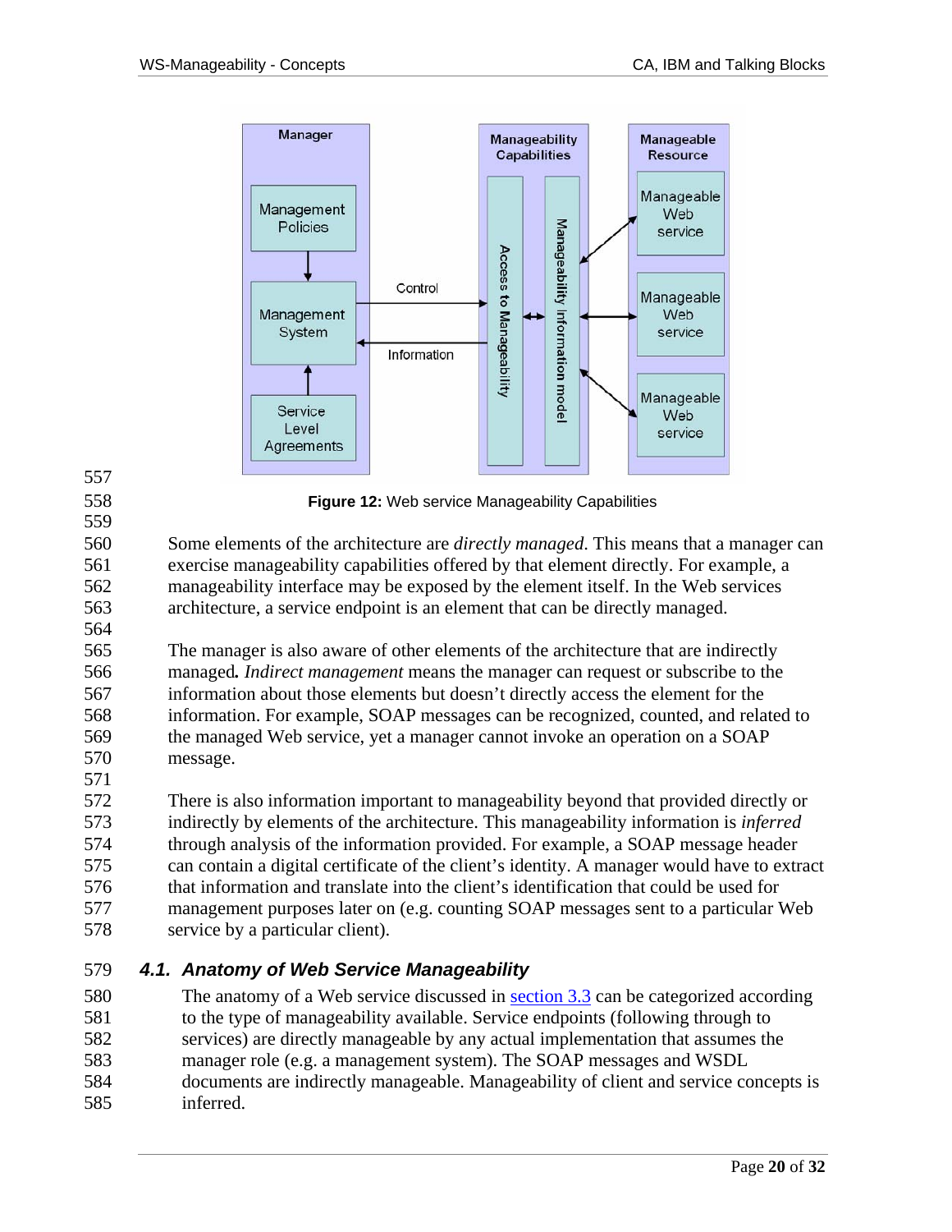**Figure 12:** Web service Manageability Capabilities

Some elements of the architecture are *directly managed*. This means that a manager can exercise manageability capabilities offered by that element directly. For example, a manageability interface may be exposed by the element itself. In the Web services architecture, a service endpoint is an element that can be directly managed.

The manager is also aware of other elements of the architecture that are indirectly managed*. Indirect management* means the manager can request or subscribe to the information about those elements but doesn't directly access the element for the information. For example, SOAP messages can be recognized, counted, and related to the managed Web service, yet a manager cannot invoke an operation on a SOAP message.

There is also information important to manageability beyond that provided directly or indirectly by elements of the architecture. This manageability information is *inferred* through analysis of the information provided. For example, a SOAP message header can contain a digital certificate of the client's identity. A manager would have to extract that information and translate into the client's identification that could be used for management purposes later on (e.g. counting SOAP messages sent to a particular Web service by a particular client).

## 4.1. Anatomy of Web Service Manageability

The anatomy of a Web service discussed in section 3.3 can be categorized according to the type of manageability available. Service endpoints (following through to services) are directly manageable by any actual implementation that assumes the manager role (e.g. a management system). The SOAP messages and WSDL documents are indirectly manageable. Manageability of client and service concepts is inferred.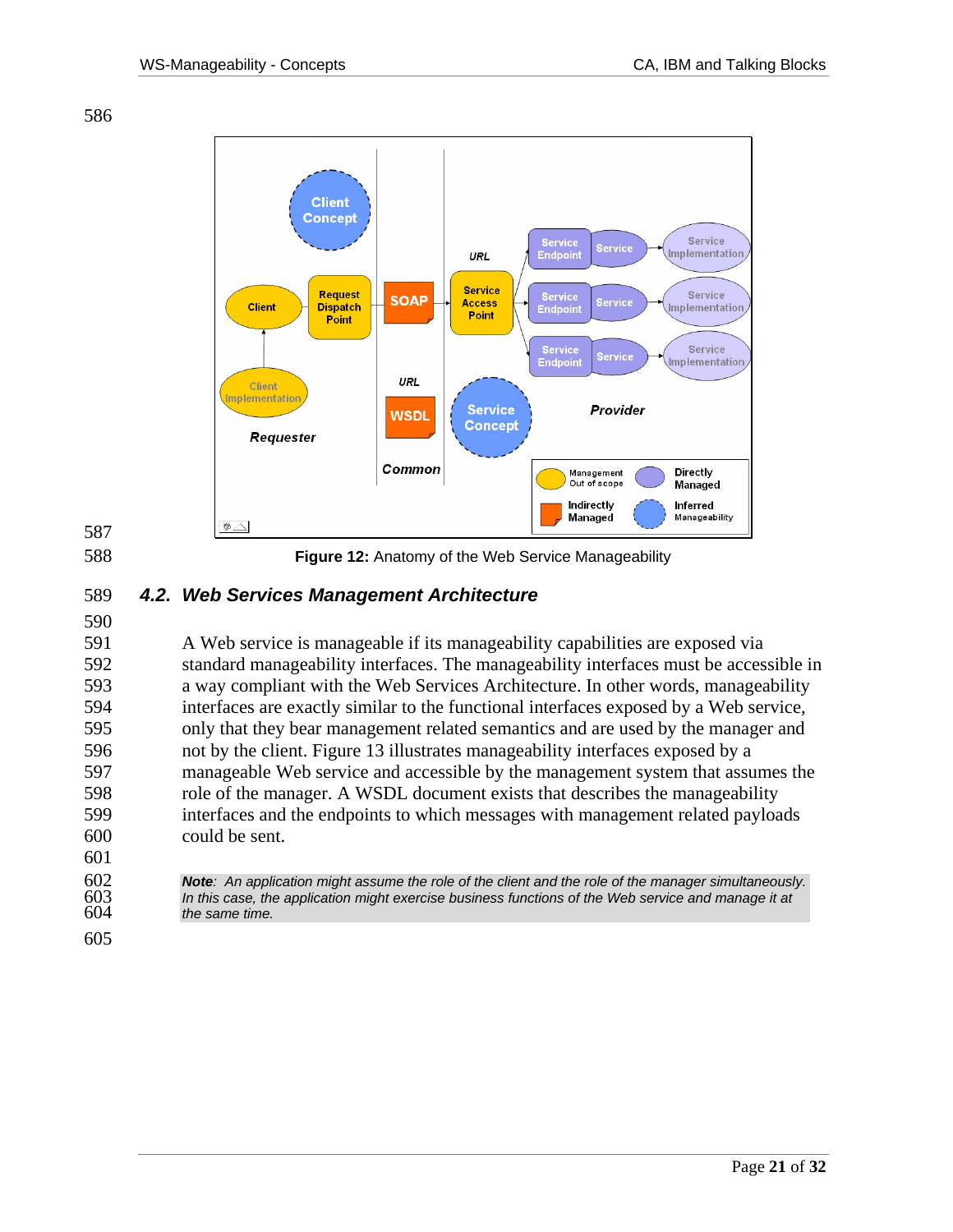**Figure 12:** Anatomy of the Web Service Manageability

## 4.2. Web Services Management Architecture

A Web service is manageable if its manageability capabilities are exposed via standard manageability interfaces. The manageability interfaces must be accessible in a way compliant with the Web Services Architecture. In other words, manageability interfaces are exactly similar to the functional interfaces exposed by a Web service, only that they bear management related semantics and are used by the manager and not by the client. Figure 13 illustrates manageability interfaces exposed by a manageable Web service and accessible by the management system that assumes the role of the manager. A WSDL document exists that describes the manageability interfaces and the endpoints to which messages with management related payloads could be sent.

***Note**: An application might assume the role of the client and the role of the manager simultaneously. In this case, the application might exercise business functions of the Web service and manage it at the same time.*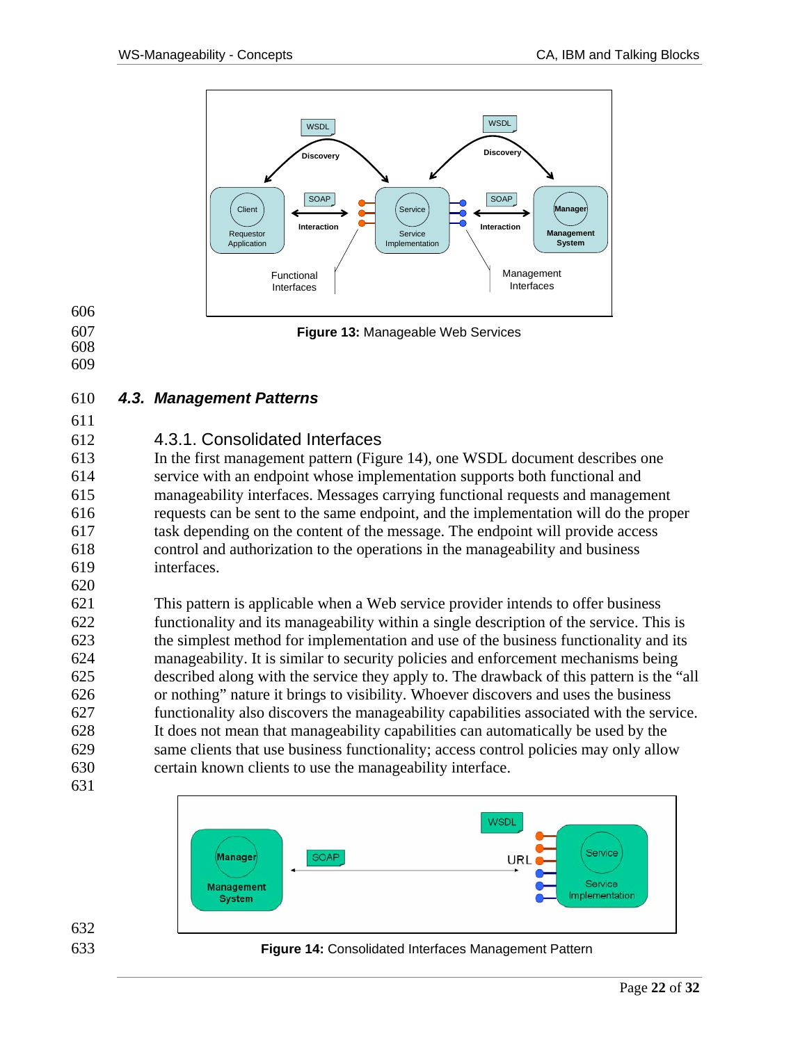**Figure 13:** Manageable Web Services

## 4.3. Management Patterns

### 4.3.1. Consolidated Interfaces

In the first management pattern (Figure 14), one WSDL document describes one service with an endpoint whose implementation supports both functional and manageability interfaces. Messages carrying functional requests and management requests can be sent to the same endpoint, and the implementation will do the proper task depending on the content of the message. The endpoint will provide access control and authorization to the operations in the manageability and business interfaces.

This pattern is applicable when a Web service provider intends to offer business functionality and its manageability within a single description of the service. This is the simplest method for implementation and use of the business functionality and its manageability. It is similar to security policies and enforcement mechanisms being described along with the service they apply to. The drawback of this pattern is the "all or nothing" nature it brings to visibility. Whoever discovers and uses the business functionality also discovers the manageability capabilities associated with the service. It does not mean that manageability capabilities can automatically be used by the same clients that use business functionality; access control policies may only allow certain known clients to use the manageability interface.

**Figure 14:** Consolidated Interfaces Management Pattern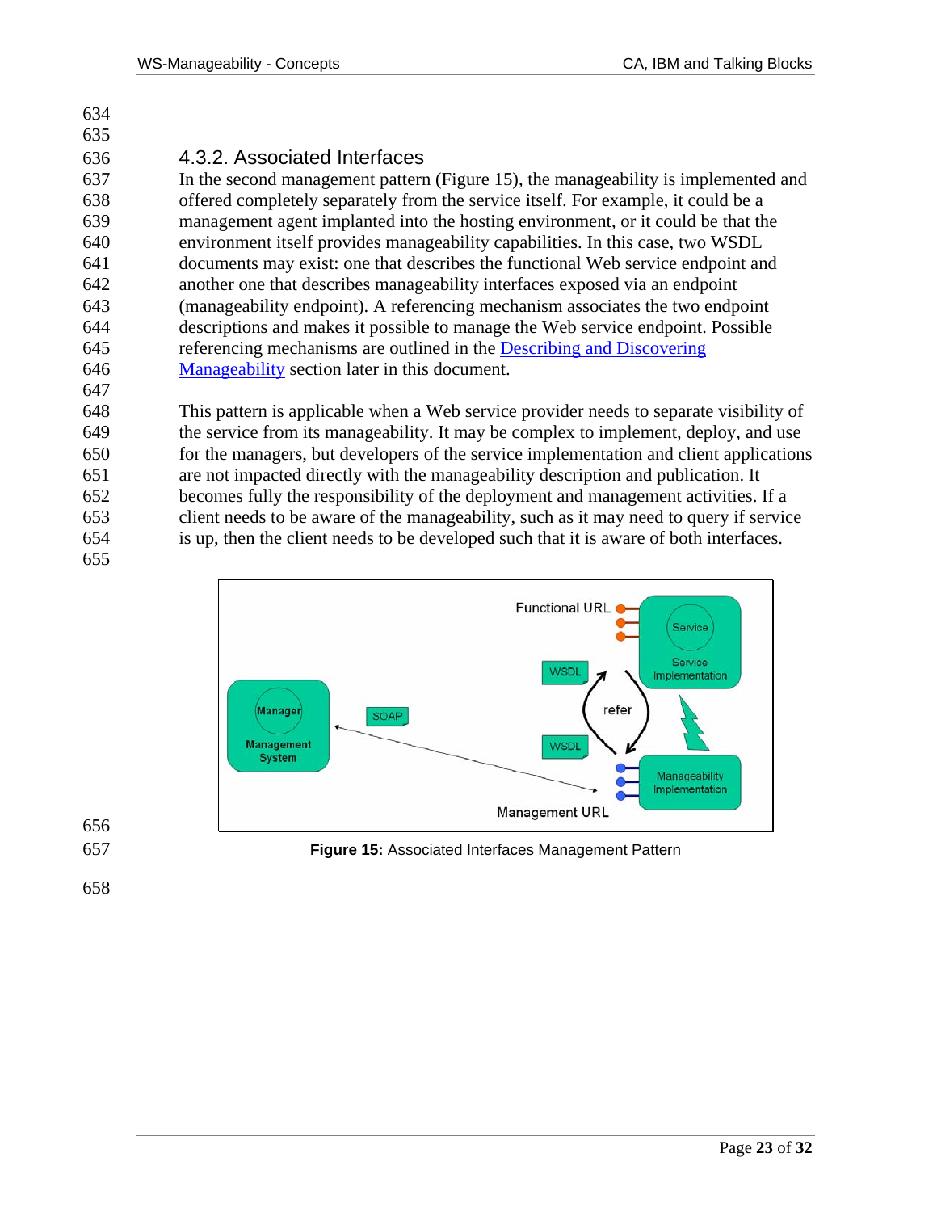### 4.3.2. Associated Interfaces

In the second management pattern (Figure 15), the manageability is implemented and offered completely separately from the service itself. For example, it could be a management agent implanted into the hosting environment, or it could be that the environment itself provides manageability capabilities. In this case, two WSDL documents may exist: one that describes the functional Web service endpoint and another one that describes manageability interfaces exposed via an endpoint (manageability endpoint). A referencing mechanism associates the two endpoint descriptions and makes it possible to manage the Web service endpoint. Possible referencing mechanisms are outlined in the Describing and Discovering Manageability section later in this document.

This pattern is applicable when a Web service provider needs to separate visibility of the service from its manageability. It may be complex to implement, deploy, and use for the managers, but developers of the service implementation and client applications are not impacted directly with the manageability description and publication. It becomes fully the responsibility of the deployment and management activities. If a client needs to be aware of the manageability, such as it may need to query if service is up, then the client needs to be developed such that it is aware of both interfaces.

**Figure 15:** Associated Interfaces Management Pattern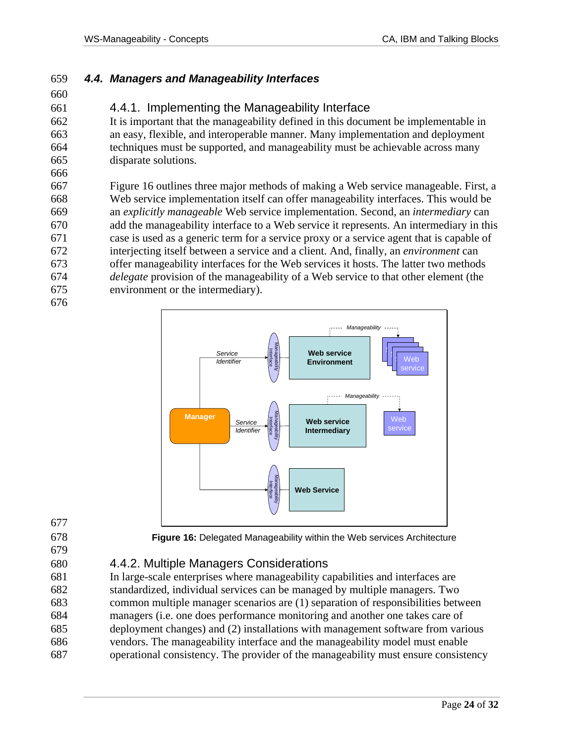## 4.4. Managers and Manageability Interfaces

### 4.4.1. Implementing the Manageability Interface

It is important that the manageability defined in this document be implementable in an easy, flexible, and interoperable manner. Many implementation and deployment techniques must be supported, and manageability must be achievable across many disparate solutions.

Figure 16 outlines three major methods of making a Web service manageable. First, a Web service implementation itself can offer manageability interfaces. This would be an *explicitly manageable* Web service implementation. Second, an *intermediary* can add the manageability interface to a Web service it represents. An intermediary in this case is used as a generic term for a service proxy or a service agent that is capable of interjecting itself between a service and a client. And, finally, an *environment* can offer manageability interfaces for the Web services it hosts. The latter two methods *delegate* provision of the manageability of a Web service to that other element (the environment or the intermediary).

**Figure 16:** Delegated Manageability within the Web services Architecture

### 4.4.2. Multiple Managers Considerations

In large-scale enterprises where manageability capabilities and interfaces are standardized, individual services can be managed by multiple managers. Two common multiple manager scenarios are (1) separation of responsibilities between managers (i.e. one does performance monitoring and another one takes care of deployment changes) and (2) installations with management software from various vendors. The manageability interface and the manageability model must enable operational consistency. The provider of the manageability must ensure consistency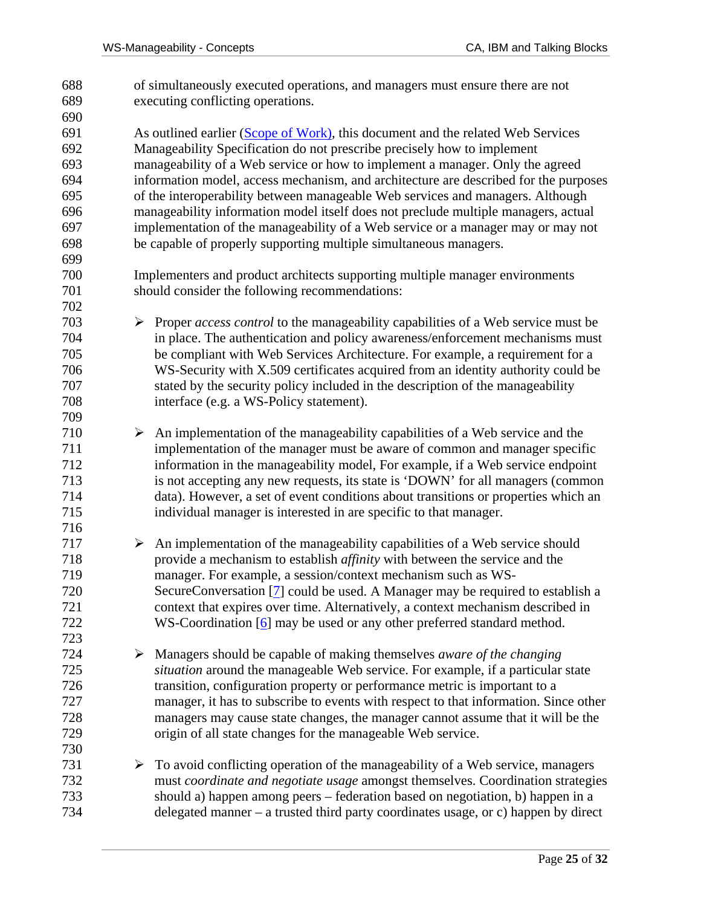of simultaneously executed operations, and managers must ensure there are not executing conflicting operations.

As outlined earlier (Scope of Work), this document and the related Web Services Manageability Specification do not prescribe precisely how to implement manageability of a Web service or how to implement a manager. Only the agreed information model, access mechanism, and architecture are described for the purposes of the interoperability between manageable Web services and managers. Although manageability information model itself does not preclude multiple managers, actual implementation of the manageability of a Web service or a manager may or may not be capable of properly supporting multiple simultaneous managers.

Implementers and product architects supporting multiple manager environments should consider the following recommendations:

- Proper *access control* to the manageability capabilities of a Web service must be in place. The authentication and policy awareness/enforcement mechanisms must be compliant with Web Services Architecture. For example, a requirement for a WS-Security with X.509 certificates acquired from an identity authority could be stated by the security policy included in the description of the manageability interface (e.g. a WS-Policy statement).

- An implementation of the manageability capabilities of a Web service and the implementation of the manager must be aware of common and manager specific information in the manageability model, For example, if a Web service endpoint is not accepting any new requests, its state is 'DOWN' for all managers (common data). However, a set of event conditions about transitions or properties which an individual manager is interested in are specific to that manager.

- An implementation of the manageability capabilities of a Web service should provide a mechanism to establish *affinity* with between the service and the manager. For example, a session/context mechanism such as WS-SecureConversation [7] could be used. A Manager may be required to establish a context that expires over time. Alternatively, a context mechanism described in WS-Coordination [6] may be used or any other preferred standard method.

- Managers should be capable of making themselves *aware of the changing situation* around the manageable Web service. For example, if a particular state transition, configuration property or performance metric is important to a manager, it has to subscribe to events with respect to that information. Since other managers may cause state changes, the manager cannot assume that it will be the origin of all state changes for the manageable Web service.

- To avoid conflicting operation of the manageability of a Web service, managers must *coordinate and negotiate usage* amongst themselves. Coordination strategies should a) happen among peers – federation based on negotiation, b) happen in a delegated manner – a trusted third party coordinates usage, or c) happen by direct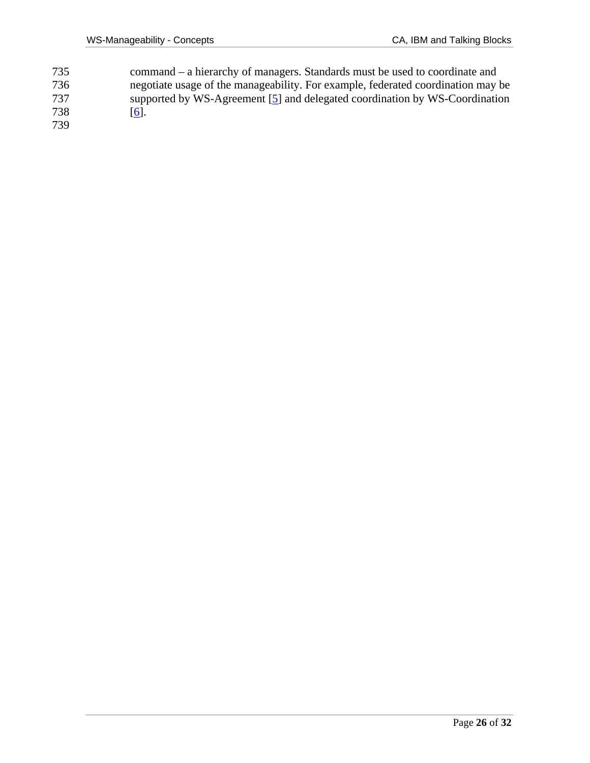command – a hierarchy of managers. Standards must be used to coordinate and negotiate usage of the manageability. For example, federated coordination may be supported by WS-Agreement [5] and delegated coordination by WS-Coordination [6].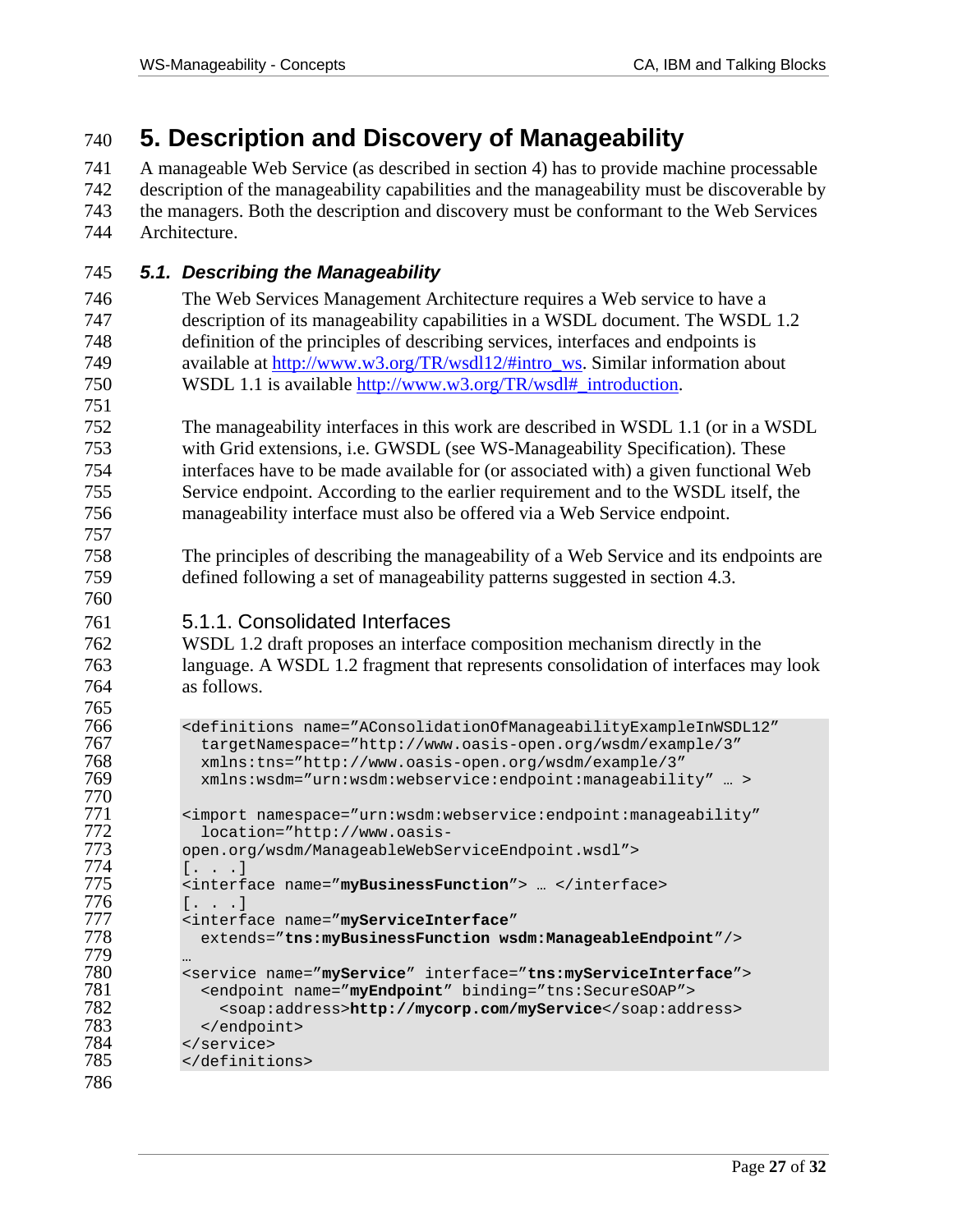# 5. Description and Discovery of Manageability

A manageable Web Service (as described in section 4) has to provide machine processable description of the manageability capabilities and the manageability must be discoverable by the managers. Both the description and discovery must be conformant to the Web Services Architecture.

## *5.1. Describing the Manageability*

The Web Services Management Architecture requires a Web service to have a description of its manageability capabilities in a WSDL document. The WSDL 1.2 definition of the principles of describing services, interfaces and endpoints is available at http://www.w3.org/TR/wsdl12/#intro_ws. Similar information about WSDL 1.1 is available http://www.w3.org/TR/wsdl#_introduction.

The manageability interfaces in this work are described in WSDL 1.1 (or in a WSDL with Grid extensions, i.e. GWSDL (see WS-Manageability Specification). These interfaces have to be made available for (or associated with) a given functional Web Service endpoint. According to the earlier requirement and to the WSDL itself, the manageability interface must also be offered via a Web Service endpoint.

The principles of describing the manageability of a Web Service and its endpoints are defined following a set of manageability patterns suggested in section 4.3.

### 5.1.1. Consolidated Interfaces

WSDL 1.2 draft proposes an interface composition mechanism directly in the language. A WSDL 1.2 fragment that represents consolidation of interfaces may look as follows.

```
<definitions name="AConsolidationOfManageabilityExampleInWSDL12"
  targetNamespace="http://www.oasis-open.org/wsdm/example/3"
  xmlns:tns="http://www.oasis-open.org/wsdm/example/3"
  xmlns:wsdm="urn:wsdm:webservice:endpoint:manageability" … >

<import namespace="urn:wsdm:webservice:endpoint:manageability"
  location="http://www.oasis-
open.org/wsdm/ManageableWebServiceEndpoint.wsdl">
[. . .]
<interface name="myBusinessFunction"> … </interface>
[. . .]
<interface name="myServiceInterface"
  extends="tns:myBusinessFunction wsdm:ManageableEndpoint"/>
…
<service name="myService" interface="tns:myServiceInterface">
  <endpoint name="myEndpoint" binding="tns:SecureSOAP">
    <soap:address>http://mycorp.com/myService</soap:address>
  </endpoint>
</service>
</definitions>
```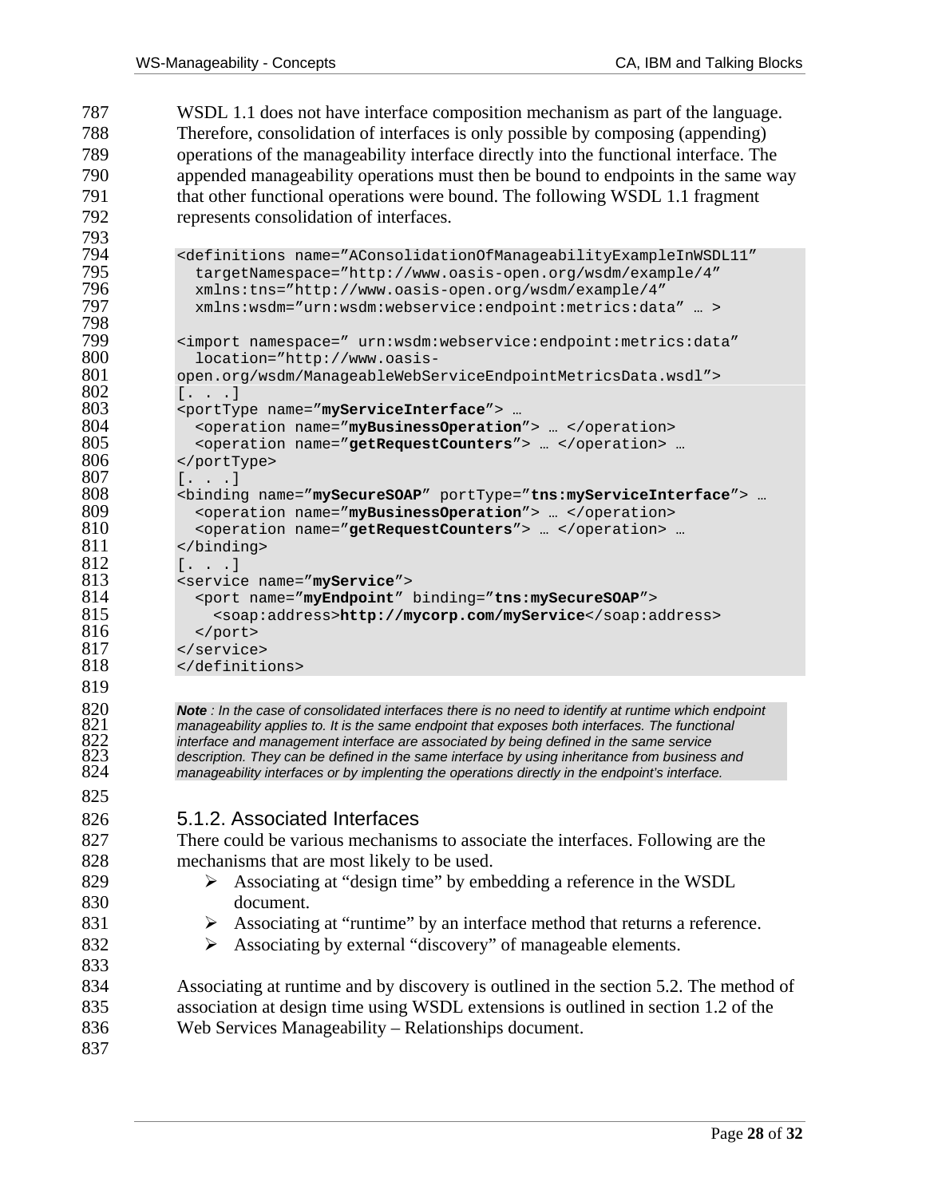WSDL 1.1 does not have interface composition mechanism as part of the language. Therefore, consolidation of interfaces is only possible by composing (appending) operations of the manageability interface directly into the functional interface. The appended manageability operations must then be bound to endpoints in the same way that other functional operations were bound. The following WSDL 1.1 fragment represents consolidation of interfaces.

```
<definitions name=”AConsolidationOfManageabilityExampleInWSDL11”
  targetNamespace=”http://www.oasis-open.org/wsdm/example/4”
  xmlns:tns=”http://www.oasis-open.org/wsdm/example/4”
  xmlns:wsdm=”urn:wsdm:webservice:endpoint:metrics:data” … >

<import namespace=” urn:wsdm:webservice:endpoint:metrics:data”
  location=”http://www.oasis-
open.org/wsdm/ManageableWebServiceEndpointMetricsData.wsdl”>
[. . .]
<portType name=”myServiceInterface”> …
  <operation name=”myBusinessOperation”> … </operation>
  <operation name=”getRequestCounters”> … </operation> …
</portType>
[. . .]
<binding name=”mySecureSOAP” portType=”tns:myServiceInterface”> …
  <operation name=”myBusinessOperation”> … </operation>
  <operation name=”getRequestCounters”> … </operation> …
</binding>
[. . .]
<service name=”myService”>
  <port name=”myEndpoint” binding=”tns:mySecureSOAP”>
    <soap:address>http://mycorp.com/myService</soap:address>
  </port>
</service>
</definitions>
```

***Note** : In the case of consolidated interfaces there is no need to identify at runtime which endpoint manageability applies to. It is the same endpoint that exposes both interfaces. The functional interface and management interface are associated by being defined in the same service description. They can be defined in the same interface by using inheritance from business and manageability interfaces or by implenting the operations directly in the endpoint's interface.*

### 5.1.2. Associated Interfaces

There could be various mechanisms to associate the interfaces. Following are the mechanisms that are most likely to be used.

- Associating at “design time” by embedding a reference in the WSDL document.
- Associating at “runtime” by an interface method that returns a reference.
- Associating by external “discovery” of manageable elements.

Associating at runtime and by discovery is outlined in the section 5.2. The method of association at design time using WSDL extensions is outlined in section 1.2 of the Web Services Manageability – Relationships document.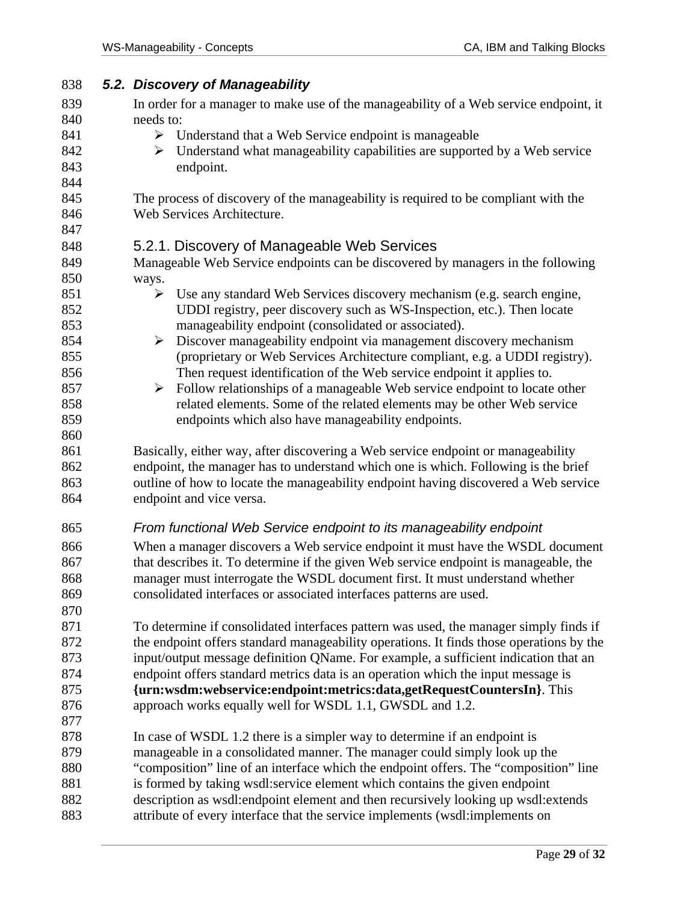## 5.2. Discovery of Manageability

In order for a manager to make use of the manageability of a Web service endpoint, it needs to:

- Understand that a Web Service endpoint is manageable
- Understand what manageability capabilities are supported by a Web service endpoint.

The process of discovery of the manageability is required to be compliant with the Web Services Architecture.

### 5.2.1. Discovery of Manageable Web Services

Manageable Web Service endpoints can be discovered by managers in the following ways.

- Use any standard Web Services discovery mechanism (e.g. search engine, UDDI registry, peer discovery such as WS-Inspection, etc.). Then locate manageability endpoint (consolidated or associated).
- Discover manageability endpoint via management discovery mechanism (proprietary or Web Services Architecture compliant, e.g. a UDDI registry). Then request identification of the Web service endpoint it applies to.
- Follow relationships of a manageable Web service endpoint to locate other related elements. Some of the related elements may be other Web service endpoints which also have manageability endpoints.

Basically, either way, after discovering a Web service endpoint or manageability endpoint, the manager has to understand which one is which. Following is the brief outline of how to locate the manageability endpoint having discovered a Web service endpoint and vice versa.

*From functional Web Service endpoint to its manageability endpoint*

When a manager discovers a Web service endpoint it must have the WSDL document that describes it. To determine if the given Web service endpoint is manageable, the manager must interrogate the WSDL document first. It must understand whether consolidated interfaces or associated interfaces patterns are used.

To determine if consolidated interfaces pattern was used, the manager simply finds if the endpoint offers standard manageability operations. It finds those operations by the input/output message definition QName. For example, a sufficient indication that an endpoint offers standard metrics data is an operation which the input message is **{urn:wsdm:webservice:endpoint:metrics:data,getRequestCountersIn}**. This approach works equally well for WSDL 1.1, GWSDL and 1.2.

In case of WSDL 1.2 there is a simpler way to determine if an endpoint is manageable in a consolidated manner. The manager could simply look up the "composition" line of an interface which the endpoint offers. The "composition" line is formed by taking wsdl:service element which contains the given endpoint description as wsdl:endpoint element and then recursively looking up wsdl:extends attribute of every interface that the service implements (wsdl:implements on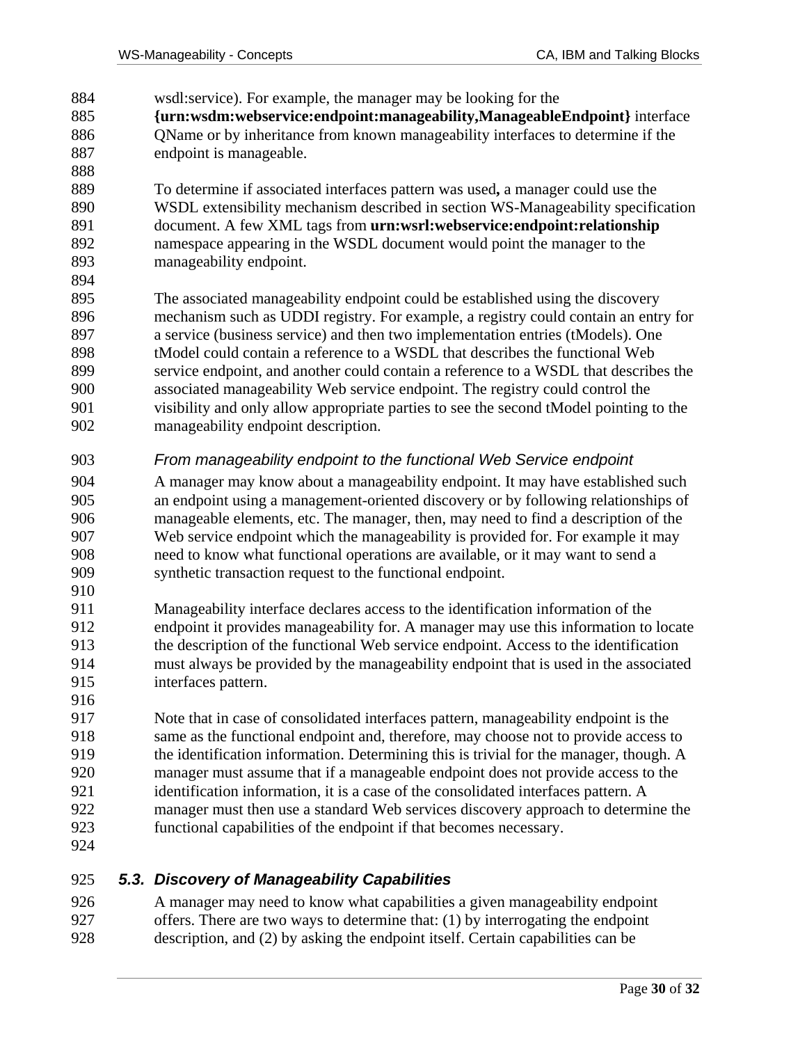wsdl:service). For example, the manager may be looking for the **{urn:wsdm:webservice:endpoint:manageability,ManageableEndpoint}** interface QName or by inheritance from known manageability interfaces to determine if the endpoint is manageable.

To determine if associated interfaces pattern was used**,** a manager could use the WSDL extensibility mechanism described in section WS-Manageability specification document. A few XML tags from **urn:wsrl:webservice:endpoint:relationship** namespace appearing in the WSDL document would point the manager to the manageability endpoint.

The associated manageability endpoint could be established using the discovery mechanism such as UDDI registry. For example, a registry could contain an entry for a service (business service) and then two implementation entries (tModels). One tModel could contain a reference to a WSDL that describes the functional Web service endpoint, and another could contain a reference to a WSDL that describes the associated manageability Web service endpoint. The registry could control the visibility and only allow appropriate parties to see the second tModel pointing to the manageability endpoint description.

*From manageability endpoint to the functional Web Service endpoint*

A manager may know about a manageability endpoint. It may have established such an endpoint using a management-oriented discovery or by following relationships of manageable elements, etc. The manager, then, may need to find a description of the Web service endpoint which the manageability is provided for. For example it may need to know what functional operations are available, or it may want to send a synthetic transaction request to the functional endpoint.

Manageability interface declares access to the identification information of the endpoint it provides manageability for. A manager may use this information to locate the description of the functional Web service endpoint. Access to the identification must always be provided by the manageability endpoint that is used in the associated interfaces pattern.

Note that in case of consolidated interfaces pattern, manageability endpoint is the same as the functional endpoint and, therefore, may choose not to provide access to the identification information. Determining this is trivial for the manager, though. A manager must assume that if a manageable endpoint does not provide access to the identification information, it is a case of the consolidated interfaces pattern. A manager must then use a standard Web services discovery approach to determine the functional capabilities of the endpoint if that becomes necessary.

### 5.3. Discovery of Manageability Capabilities

A manager may need to know what capabilities a given manageability endpoint offers. There are two ways to determine that: (1) by interrogating the endpoint description, and (2) by asking the endpoint itself. Certain capabilities can be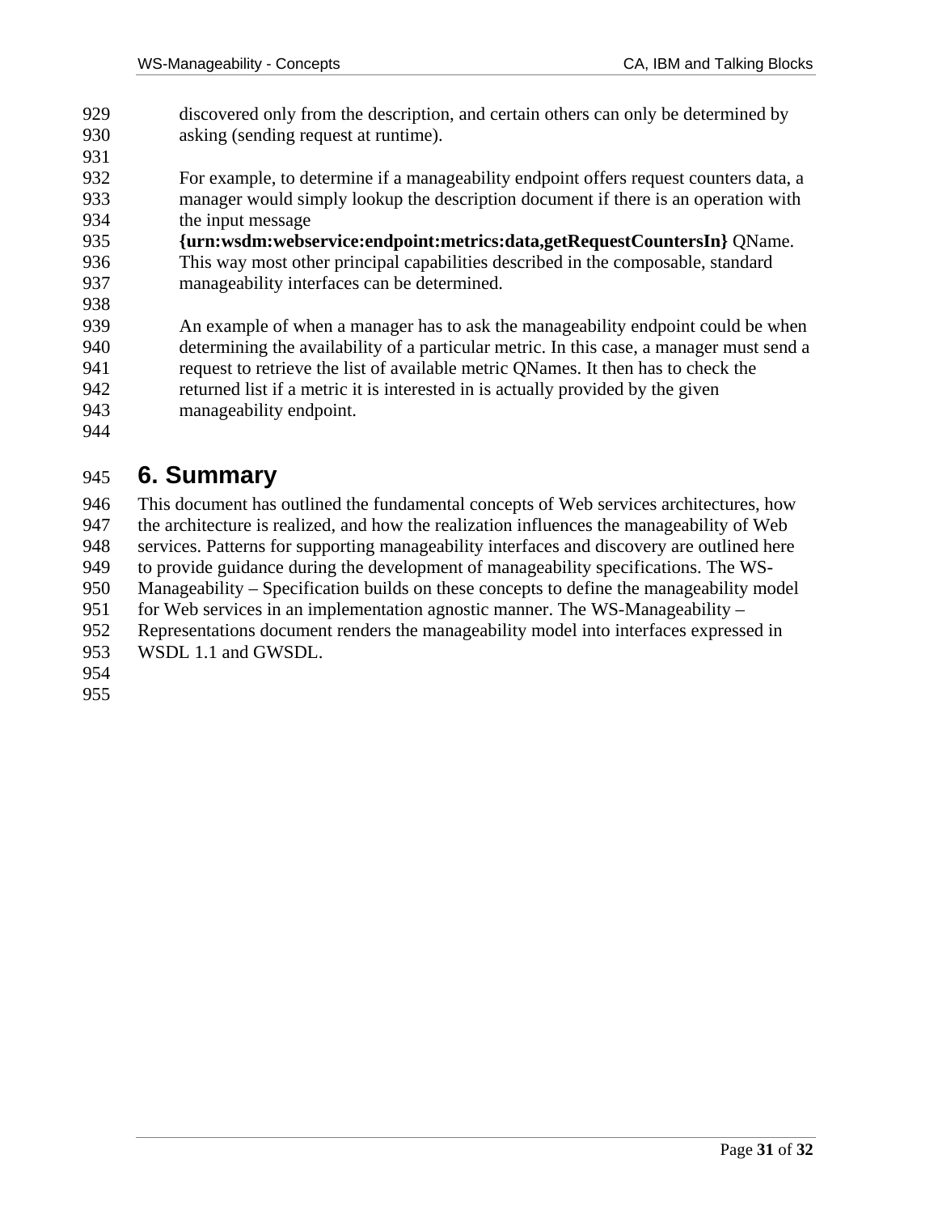discovered only from the description, and certain others can only be determined by asking (sending request at runtime).

For example, to determine if a manageability endpoint offers request counters data, a manager would simply lookup the description document if there is an operation with the input message **{urn:wsdm:webservice:endpoint:metrics:data,getRequestCountersIn}** QName. This way most other principal capabilities described in the composable, standard manageability interfaces can be determined.

An example of when a manager has to ask the manageability endpoint could be when determining the availability of a particular metric. In this case, a manager must send a request to retrieve the list of available metric QNames. It then has to check the returned list if a metric it is interested in is actually provided by the given manageability endpoint.

# 6. Summary

This document has outlined the fundamental concepts of Web services architectures, how the architecture is realized, and how the realization influences the manageability of Web services. Patterns for supporting manageability interfaces and discovery are outlined here to provide guidance during the development of manageability specifications. The WS-Manageability – Specification builds on these concepts to define the manageability model for Web services in an implementation agnostic manner. The WS-Manageability – Representations document renders the manageability model into interfaces expressed in WSDL 1.1 and GWSDL.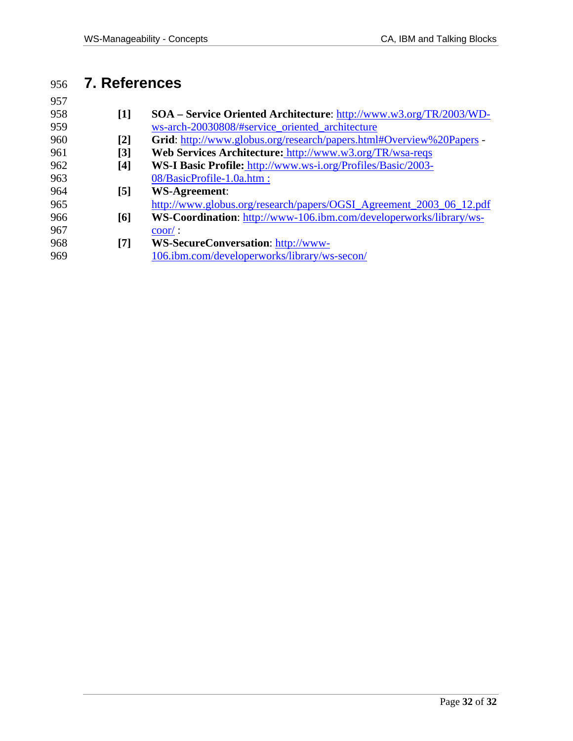# 7. References

[1] **SOA – Service Oriented Architecture**: http://www.w3.org/TR/2003/WD-ws-arch-20030808/#service_oriented_architecture

[2] **Grid**: http://www.globus.org/research/papers.html#Overview%20Papers -

[3] **Web Services Architecture:** http://www.w3.org/TR/wsa-reqs

[4] **WS-I Basic Profile:** http://www.ws-i.org/Profiles/Basic/2003-08/BasicProfile-1.0a.htm :

[5] **WS-Agreement**: http://www.globus.org/research/papers/OGSI_Agreement_2003_06_12.pdf

[6] **WS-Coordination**: http://www-106.ibm.com/developerworks/library/ws-coor/ :

[7] **WS-SecureConversation**: http://www-106.ibm.com/developerworks/library/ws-secon/